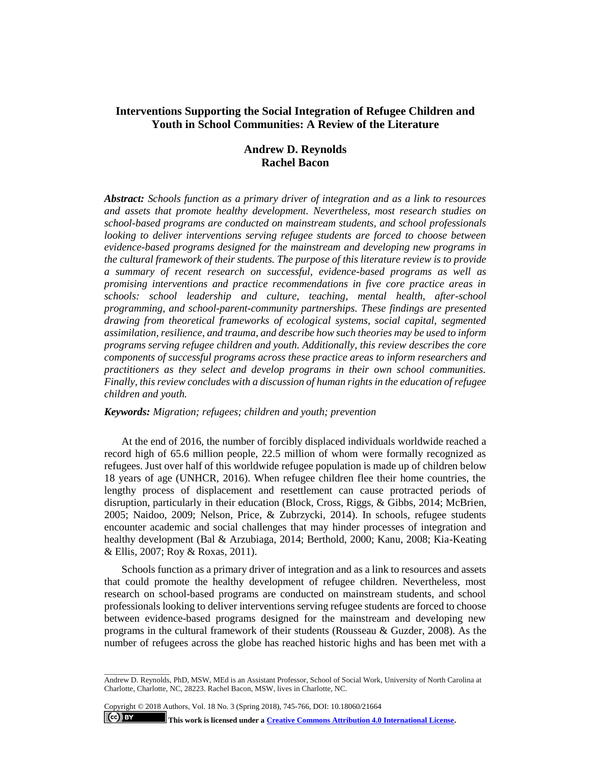# Interventions Supporting the Social Integration of Refugee Children and Youth in School Communities: A Review of the Literature

**Andrew D. Reynolds**
**Rachel Bacon**

***Abstract:*** *Schools function as a primary driver of integration and as a link to resources and assets that promote healthy development. Nevertheless, most research studies on school-based programs are conducted on mainstream students, and school professionals looking to deliver interventions serving refugee students are forced to choose between evidence-based programs designed for the mainstream and developing new programs in the cultural framework of their students. The purpose of this literature review is to provide a summary of recent research on successful, evidence-based programs as well as promising interventions and practice recommendations in five core practice areas in schools: school leadership and culture, teaching, mental health, after-school programming, and school-parent-community partnerships. These findings are presented drawing from theoretical frameworks of ecological systems, social capital, segmented assimilation, resilience, and trauma, and describe how such theories may be used to inform programs serving refugee children and youth. Additionally, this review describes the core components of successful programs across these practice areas to inform researchers and practitioners as they select and develop programs in their own school communities. Finally, this review concludes with a discussion of human rights in the education of refugee children and youth.*

***Keywords:*** *Migration; refugees; children and youth; prevention*

At the end of 2016, the number of forcibly displaced individuals worldwide reached a record high of 65.6 million people, 22.5 million of whom were formally recognized as refugees. Just over half of this worldwide refugee population is made up of children below 18 years of age (UNHCR, 2016). When refugee children flee their home countries, the lengthy process of displacement and resettlement can cause protracted periods of disruption, particularly in their education (Block, Cross, Riggs, & Gibbs, 2014; McBrien, 2005; Naidoo, 2009; Nelson, Price, & Zubrzycki, 2014). In schools, refugee students encounter academic and social challenges that may hinder processes of integration and healthy development (Bal & Arzubiaga, 2014; Berthold, 2000; Kanu, 2008; Kia-Keating & Ellis, 2007; Roy & Roxas, 2011).

Schools function as a primary driver of integration and as a link to resources and assets that could promote the healthy development of refugee children. Nevertheless, most research on school-based programs are conducted on mainstream students, and school professionals looking to deliver interventions serving refugee students are forced to choose between evidence-based programs designed for the mainstream and developing new programs in the cultural framework of their students (Rousseau & Guzder, 2008). As the number of refugees across the globe has reached historic highs and has been met with a

---

Andrew D. Reynolds, PhD, MSW, MEd is an Assistant Professor, School of Social Work, University of North Carolina at Charlotte, Charlotte, NC, 28223. Rachel Bacon, MSW, lives in Charlotte, NC.

Copyright © 2018 Authors, Vol. 18 No. 3 (Spring 2018), 745-766, DOI: 10.18060/21664

**This work is licensed under a Creative Commons Attribution 4.0 International License.**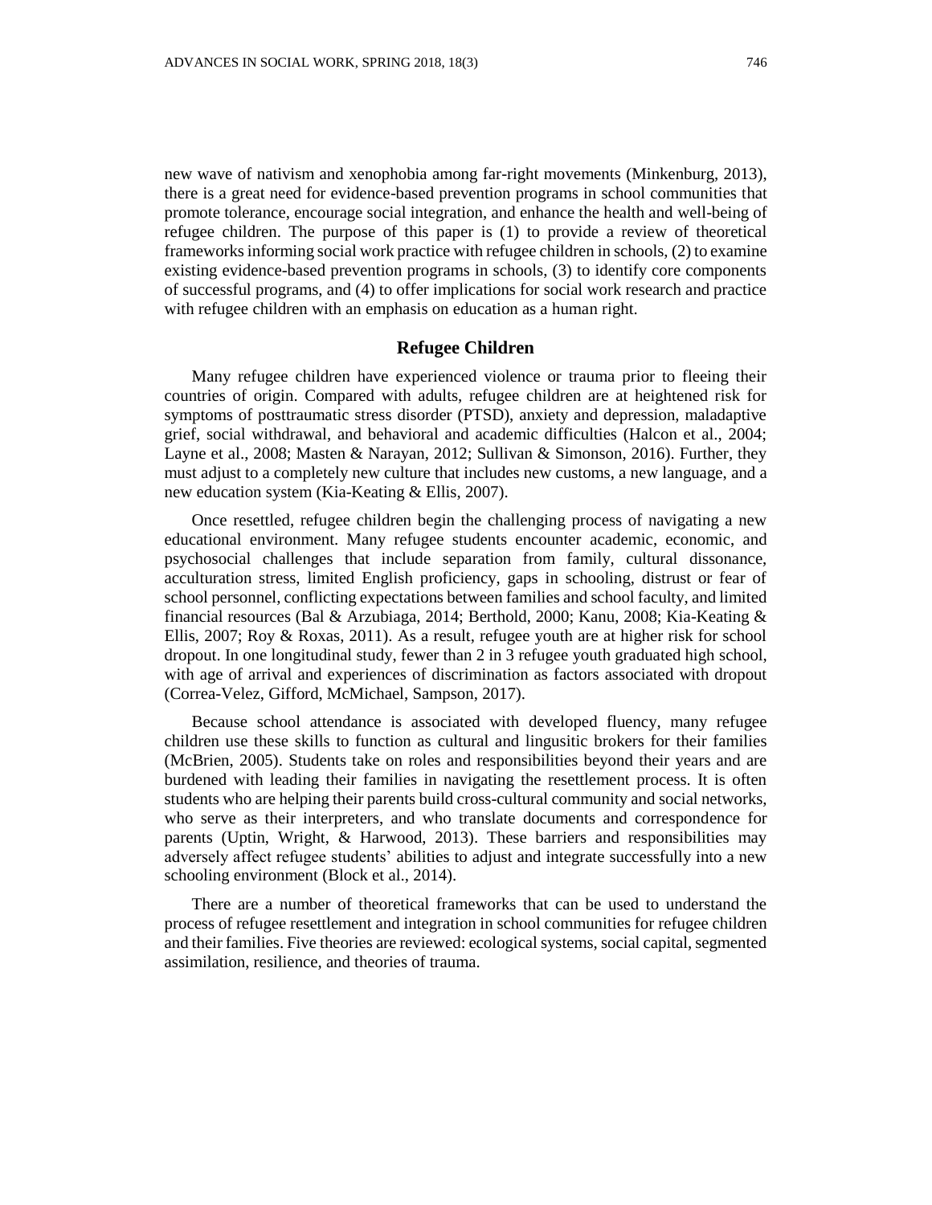new wave of nativism and xenophobia among far-right movements (Minkenburg, 2013), there is a great need for evidence-based prevention programs in school communities that promote tolerance, encourage social integration, and enhance the health and well-being of refugee children. The purpose of this paper is (1) to provide a review of theoretical frameworks informing social work practice with refugee children in schools, (2) to examine existing evidence-based prevention programs in schools, (3) to identify core components of successful programs, and (4) to offer implications for social work research and practice with refugee children with an emphasis on education as a human right.

## Refugee Children

Many refugee children have experienced violence or trauma prior to fleeing their countries of origin. Compared with adults, refugee children are at heightened risk for symptoms of posttraumatic stress disorder (PTSD), anxiety and depression, maladaptive grief, social withdrawal, and behavioral and academic difficulties (Halcon et al., 2004; Layne et al., 2008; Masten & Narayan, 2012; Sullivan & Simonson, 2016). Further, they must adjust to a completely new culture that includes new customs, a new language, and a new education system (Kia-Keating & Ellis, 2007).

Once resettled, refugee children begin the challenging process of navigating a new educational environment. Many refugee students encounter academic, economic, and psychosocial challenges that include separation from family, cultural dissonance, acculturation stress, limited English proficiency, gaps in schooling, distrust or fear of school personnel, conflicting expectations between families and school faculty, and limited financial resources (Bal & Arzubiaga, 2014; Berthold, 2000; Kanu, 2008; Kia-Keating & Ellis, 2007; Roy & Roxas, 2011). As a result, refugee youth are at higher risk for school dropout. In one longitudinal study, fewer than 2 in 3 refugee youth graduated high school, with age of arrival and experiences of discrimination as factors associated with dropout (Correa-Velez, Gifford, McMichael, Sampson, 2017).

Because school attendance is associated with developed fluency, many refugee children use these skills to function as cultural and lingusitic brokers for their families (McBrien, 2005). Students take on roles and responsibilities beyond their years and are burdened with leading their families in navigating the resettlement process. It is often students who are helping their parents build cross-cultural community and social networks, who serve as their interpreters, and who translate documents and correspondence for parents (Uptin, Wright, & Harwood, 2013). These barriers and responsibilities may adversely affect refugee students' abilities to adjust and integrate successfully into a new schooling environment (Block et al., 2014).

There are a number of theoretical frameworks that can be used to understand the process of refugee resettlement and integration in school communities for refugee children and their families. Five theories are reviewed: ecological systems, social capital, segmented assimilation, resilience, and theories of trauma.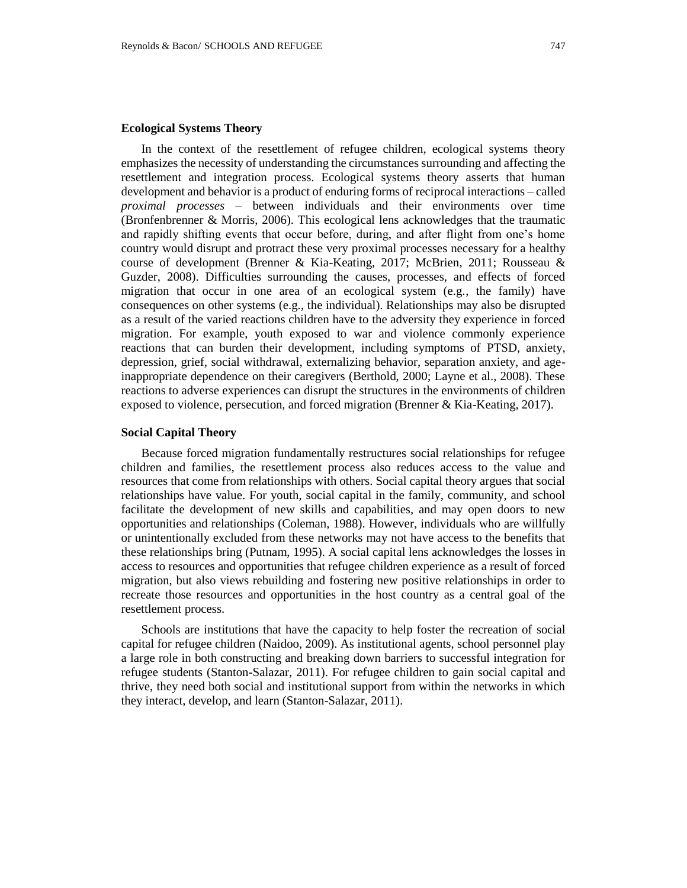### Ecological Systems Theory

In the context of the resettlement of refugee children, ecological systems theory emphasizes the necessity of understanding the circumstances surrounding and affecting the resettlement and integration process. Ecological systems theory asserts that human development and behavior is a product of enduring forms of reciprocal interactions – called *proximal processes* – between individuals and their environments over time (Bronfenbrenner & Morris, 2006). This ecological lens acknowledges that the traumatic and rapidly shifting events that occur before, during, and after flight from one's home country would disrupt and protract these very proximal processes necessary for a healthy course of development (Brenner & Kia-Keating, 2017; McBrien, 2011; Rousseau & Guzder, 2008). Difficulties surrounding the causes, processes, and effects of forced migration that occur in one area of an ecological system (e.g., the family) have consequences on other systems (e.g., the individual). Relationships may also be disrupted as a result of the varied reactions children have to the adversity they experience in forced migration. For example, youth exposed to war and violence commonly experience reactions that can burden their development, including symptoms of PTSD, anxiety, depression, grief, social withdrawal, externalizing behavior, separation anxiety, and age-inappropriate dependence on their caregivers (Berthold, 2000; Layne et al., 2008). These reactions to adverse experiences can disrupt the structures in the environments of children exposed to violence, persecution, and forced migration (Brenner & Kia-Keating, 2017).

### Social Capital Theory

Because forced migration fundamentally restructures social relationships for refugee children and families, the resettlement process also reduces access to the value and resources that come from relationships with others. Social capital theory argues that social relationships have value. For youth, social capital in the family, community, and school facilitate the development of new skills and capabilities, and may open doors to new opportunities and relationships (Coleman, 1988). However, individuals who are willfully or unintentionally excluded from these networks may not have access to the benefits that these relationships bring (Putnam, 1995). A social capital lens acknowledges the losses in access to resources and opportunities that refugee children experience as a result of forced migration, but also views rebuilding and fostering new positive relationships in order to recreate those resources and opportunities in the host country as a central goal of the resettlement process.

Schools are institutions that have the capacity to help foster the recreation of social capital for refugee children (Naidoo, 2009). As institutional agents, school personnel play a large role in both constructing and breaking down barriers to successful integration for refugee students (Stanton-Salazar, 2011). For refugee children to gain social capital and thrive, they need both social and institutional support from within the networks in which they interact, develop, and learn (Stanton-Salazar, 2011).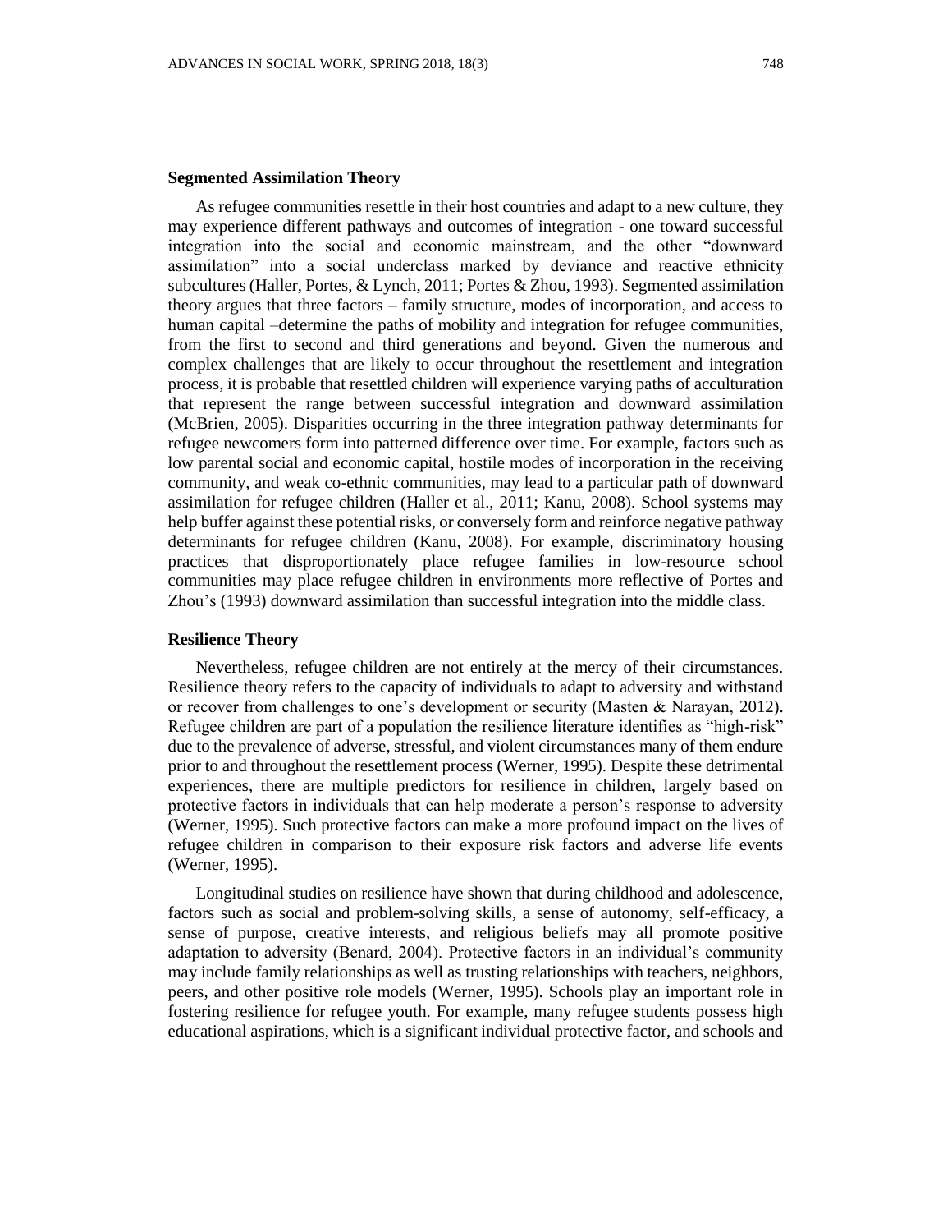### Segmented Assimilation Theory

As refugee communities resettle in their host countries and adapt to a new culture, they may experience different pathways and outcomes of integration - one toward successful integration into the social and economic mainstream, and the other "downward assimilation" into a social underclass marked by deviance and reactive ethnicity subcultures (Haller, Portes, & Lynch, 2011; Portes & Zhou, 1993). Segmented assimilation theory argues that three factors – family structure, modes of incorporation, and access to human capital –determine the paths of mobility and integration for refugee communities, from the first to second and third generations and beyond. Given the numerous and complex challenges that are likely to occur throughout the resettlement and integration process, it is probable that resettled children will experience varying paths of acculturation that represent the range between successful integration and downward assimilation (McBrien, 2005). Disparities occurring in the three integration pathway determinants for refugee newcomers form into patterned difference over time. For example, factors such as low parental social and economic capital, hostile modes of incorporation in the receiving community, and weak co-ethnic communities, may lead to a particular path of downward assimilation for refugee children (Haller et al., 2011; Kanu, 2008). School systems may help buffer against these potential risks, or conversely form and reinforce negative pathway determinants for refugee children (Kanu, 2008). For example, discriminatory housing practices that disproportionately place refugee families in low-resource school communities may place refugee children in environments more reflective of Portes and Zhou's (1993) downward assimilation than successful integration into the middle class.

### Resilience Theory

Nevertheless, refugee children are not entirely at the mercy of their circumstances. Resilience theory refers to the capacity of individuals to adapt to adversity and withstand or recover from challenges to one's development or security (Masten & Narayan, 2012). Refugee children are part of a population the resilience literature identifies as "high-risk" due to the prevalence of adverse, stressful, and violent circumstances many of them endure prior to and throughout the resettlement process (Werner, 1995). Despite these detrimental experiences, there are multiple predictors for resilience in children, largely based on protective factors in individuals that can help moderate a person's response to adversity (Werner, 1995). Such protective factors can make a more profound impact on the lives of refugee children in comparison to their exposure risk factors and adverse life events (Werner, 1995).

Longitudinal studies on resilience have shown that during childhood and adolescence, factors such as social and problem-solving skills, a sense of autonomy, self-efficacy, a sense of purpose, creative interests, and religious beliefs may all promote positive adaptation to adversity (Benard, 2004). Protective factors in an individual's community may include family relationships as well as trusting relationships with teachers, neighbors, peers, and other positive role models (Werner, 1995). Schools play an important role in fostering resilience for refugee youth. For example, many refugee students possess high educational aspirations, which is a significant individual protective factor, and schools and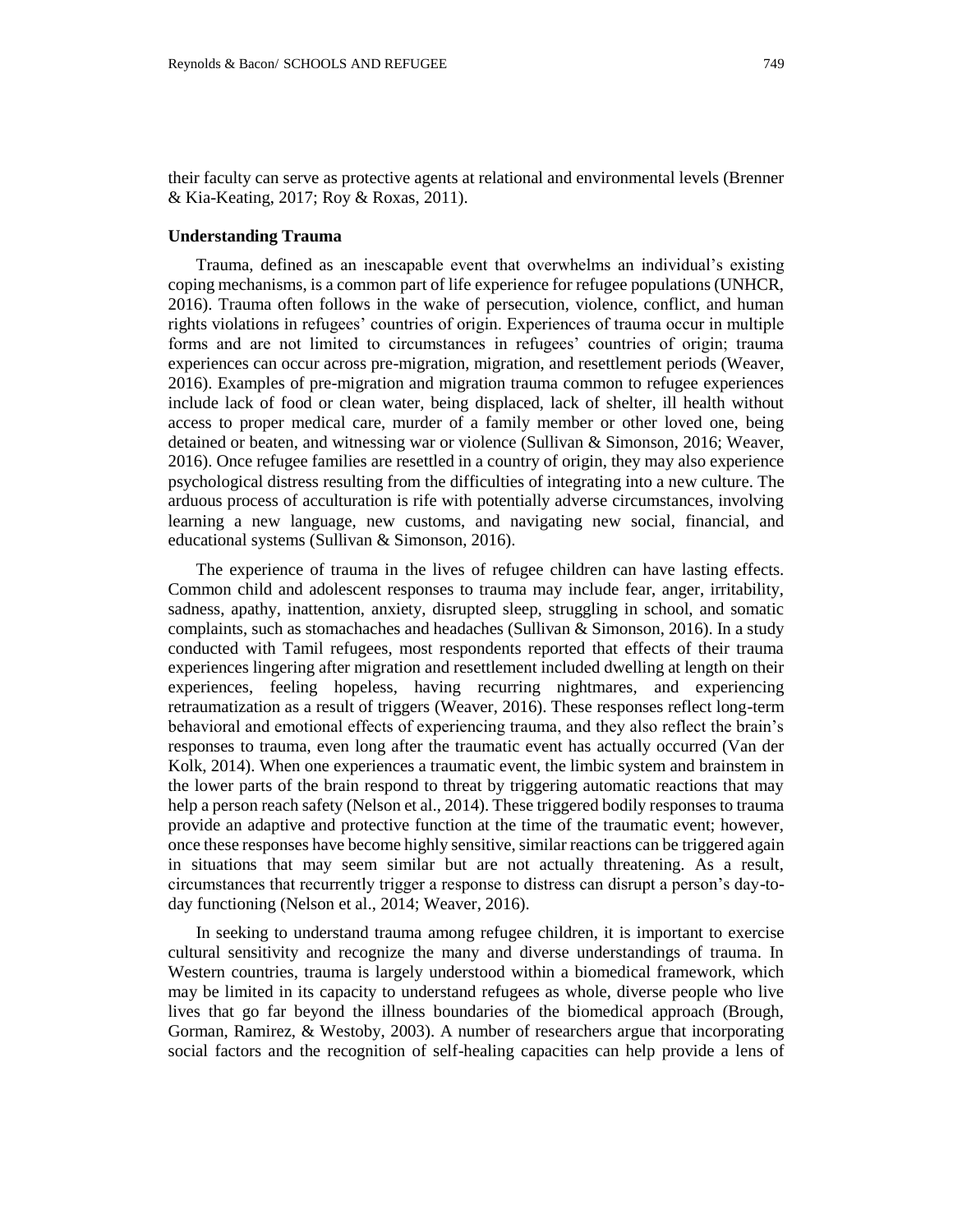their faculty can serve as protective agents at relational and environmental levels (Brenner & Kia-Keating, 2017; Roy & Roxas, 2011).

### Understanding Trauma

Trauma, defined as an inescapable event that overwhelms an individual's existing coping mechanisms, is a common part of life experience for refugee populations (UNHCR, 2016). Trauma often follows in the wake of persecution, violence, conflict, and human rights violations in refugees' countries of origin. Experiences of trauma occur in multiple forms and are not limited to circumstances in refugees' countries of origin; trauma experiences can occur across pre-migration, migration, and resettlement periods (Weaver, 2016). Examples of pre-migration and migration trauma common to refugee experiences include lack of food or clean water, being displaced, lack of shelter, ill health without access to proper medical care, murder of a family member or other loved one, being detained or beaten, and witnessing war or violence (Sullivan & Simonson, 2016; Weaver, 2016). Once refugee families are resettled in a country of origin, they may also experience psychological distress resulting from the difficulties of integrating into a new culture. The arduous process of acculturation is rife with potentially adverse circumstances, involving learning a new language, new customs, and navigating new social, financial, and educational systems (Sullivan & Simonson, 2016).

The experience of trauma in the lives of refugee children can have lasting effects. Common child and adolescent responses to trauma may include fear, anger, irritability, sadness, apathy, inattention, anxiety, disrupted sleep, struggling in school, and somatic complaints, such as stomachaches and headaches (Sullivan & Simonson, 2016). In a study conducted with Tamil refugees, most respondents reported that effects of their trauma experiences lingering after migration and resettlement included dwelling at length on their experiences, feeling hopeless, having recurring nightmares, and experiencing retraumatization as a result of triggers (Weaver, 2016). These responses reflect long-term behavioral and emotional effects of experiencing trauma, and they also reflect the brain's responses to trauma, even long after the traumatic event has actually occurred (Van der Kolk, 2014). When one experiences a traumatic event, the limbic system and brainstem in the lower parts of the brain respond to threat by triggering automatic reactions that may help a person reach safety (Nelson et al., 2014). These triggered bodily responses to trauma provide an adaptive and protective function at the time of the traumatic event; however, once these responses have become highly sensitive, similar reactions can be triggered again in situations that may seem similar but are not actually threatening. As a result, circumstances that recurrently trigger a response to distress can disrupt a person's day-to-day functioning (Nelson et al., 2014; Weaver, 2016).

In seeking to understand trauma among refugee children, it is important to exercise cultural sensitivity and recognize the many and diverse understandings of trauma. In Western countries, trauma is largely understood within a biomedical framework, which may be limited in its capacity to understand refugees as whole, diverse people who live lives that go far beyond the illness boundaries of the biomedical approach (Brough, Gorman, Ramirez, & Westoby, 2003). A number of researchers argue that incorporating social factors and the recognition of self-healing capacities can help provide a lens of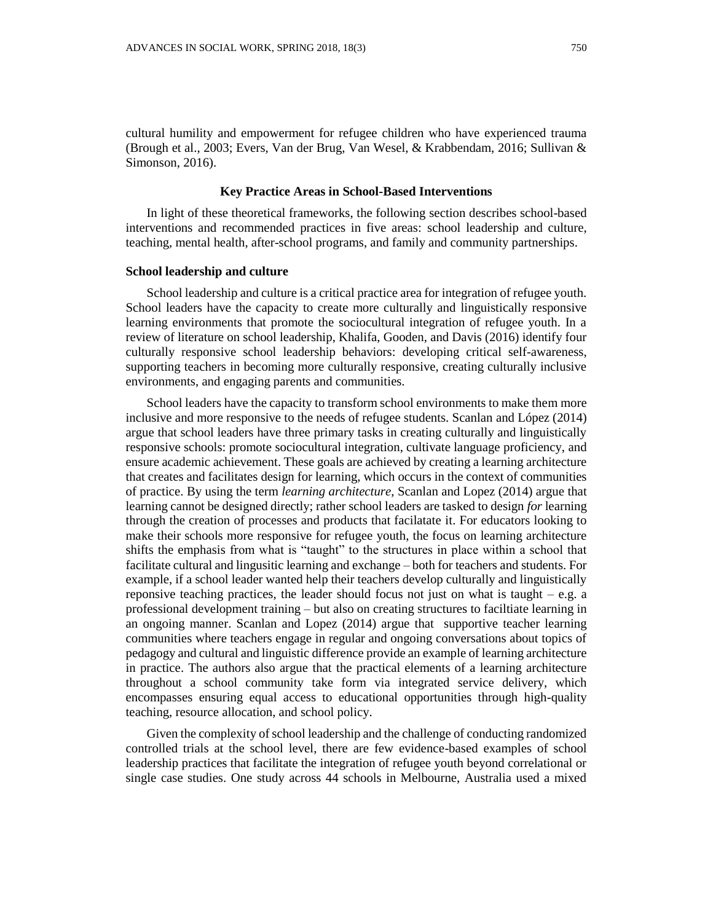cultural humility and empowerment for refugee children who have experienced trauma (Brough et al., 2003; Evers, Van der Brug, Van Wesel, & Krabbendam, 2016; Sullivan & Simonson, 2016).

## Key Practice Areas in School-Based Interventions

In light of these theoretical frameworks, the following section describes school-based interventions and recommended practices in five areas: school leadership and culture, teaching, mental health, after-school programs, and family and community partnerships.

### School leadership and culture

School leadership and culture is a critical practice area for integration of refugee youth. School leaders have the capacity to create more culturally and linguistically responsive learning environments that promote the sociocultural integration of refugee youth. In a review of literature on school leadership, Khalifa, Gooden, and Davis (2016) identify four culturally responsive school leadership behaviors: developing critical self-awareness, supporting teachers in becoming more culturally responsive, creating culturally inclusive environments, and engaging parents and communities.

School leaders have the capacity to transform school environments to make them more inclusive and more responsive to the needs of refugee students. Scanlan and López (2014) argue that school leaders have three primary tasks in creating culturally and linguistically responsive schools: promote sociocultural integration, cultivate language proficiency, and ensure academic achievement. These goals are achieved by creating a learning architecture that creates and facilitates design for learning, which occurs in the context of communities of practice. By using the term *learning architecture*, Scanlan and Lopez (2014) argue that learning cannot be designed directly; rather school leaders are tasked to design *for* learning through the creation of processes and products that facilatate it. For educators looking to make their schools more responsive for refugee youth, the focus on learning architecture shifts the emphasis from what is "taught" to the structures in place within a school that facilitate cultural and lingusitic learning and exchange – both for teachers and students. For example, if a school leader wanted help their teachers develop culturally and linguistically reponsive teaching practices, the leader should focus not just on what is taught – e.g. a professional development training – but also on creating structures to faciltiate learning in an ongoing manner. Scanlan and Lopez (2014) argue that supportive teacher learning communities where teachers engage in regular and ongoing conversations about topics of pedagogy and cultural and linguistic difference provide an example of learning architecture in practice. The authors also argue that the practical elements of a learning architecture throughout a school community take form via integrated service delivery, which encompasses ensuring equal access to educational opportunities through high-quality teaching, resource allocation, and school policy.

Given the complexity of school leadership and the challenge of conducting randomized controlled trials at the school level, there are few evidence-based examples of school leadership practices that facilitate the integration of refugee youth beyond correlational or single case studies. One study across 44 schools in Melbourne, Australia used a mixed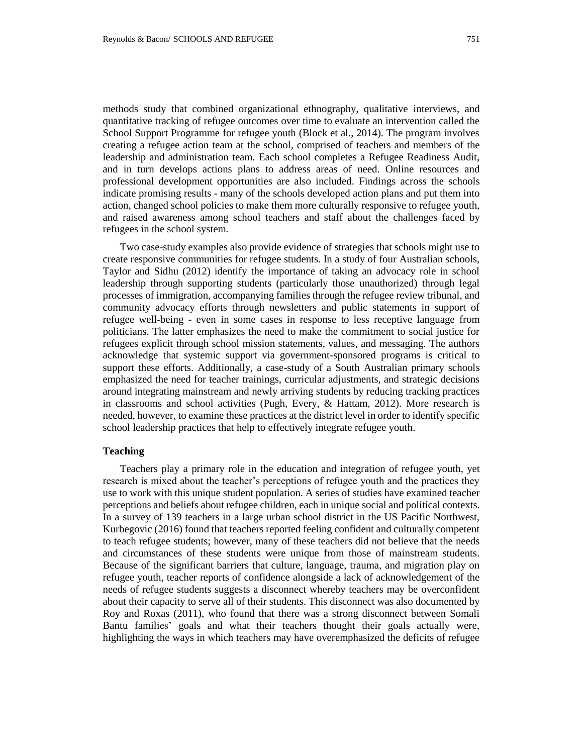methods study that combined organizational ethnography, qualitative interviews, and quantitative tracking of refugee outcomes over time to evaluate an intervention called the School Support Programme for refugee youth (Block et al., 2014). The program involves creating a refugee action team at the school, comprised of teachers and members of the leadership and administration team. Each school completes a Refugee Readiness Audit, and in turn develops actions plans to address areas of need. Online resources and professional development opportunities are also included. Findings across the schools indicate promising results - many of the schools developed action plans and put them into action, changed school policies to make them more culturally responsive to refugee youth, and raised awareness among school teachers and staff about the challenges faced by refugees in the school system.

Two case-study examples also provide evidence of strategies that schools might use to create responsive communities for refugee students. In a study of four Australian schools, Taylor and Sidhu (2012) identify the importance of taking an advocacy role in school leadership through supporting students (particularly those unauthorized) through legal processes of immigration, accompanying families through the refugee review tribunal, and community advocacy efforts through newsletters and public statements in support of refugee well-being - even in some cases in response to less receptive language from politicians. The latter emphasizes the need to make the commitment to social justice for refugees explicit through school mission statements, values, and messaging. The authors acknowledge that systemic support via government-sponsored programs is critical to support these efforts. Additionally, a case-study of a South Australian primary schools emphasized the need for teacher trainings, curricular adjustments, and strategic decisions around integrating mainstream and newly arriving students by reducing tracking practices in classrooms and school activities (Pugh, Every, & Hattam, 2012). More research is needed, however, to examine these practices at the district level in order to identify specific school leadership practices that help to effectively integrate refugee youth.

### Teaching

Teachers play a primary role in the education and integration of refugee youth, yet research is mixed about the teacher's perceptions of refugee youth and the practices they use to work with this unique student population. A series of studies have examined teacher perceptions and beliefs about refugee children, each in unique social and political contexts. In a survey of 139 teachers in a large urban school district in the US Pacific Northwest, Kurbegovic (2016) found that teachers reported feeling confident and culturally competent to teach refugee students; however, many of these teachers did not believe that the needs and circumstances of these students were unique from those of mainstream students. Because of the significant barriers that culture, language, trauma, and migration play on refugee youth, teacher reports of confidence alongside a lack of acknowledgement of the needs of refugee students suggests a disconnect whereby teachers may be overconfident about their capacity to serve all of their students. This disconnect was also documented by Roy and Roxas (2011), who found that there was a strong disconnect between Somali Bantu families' goals and what their teachers thought their goals actually were, highlighting the ways in which teachers may have overemphasized the deficits of refugee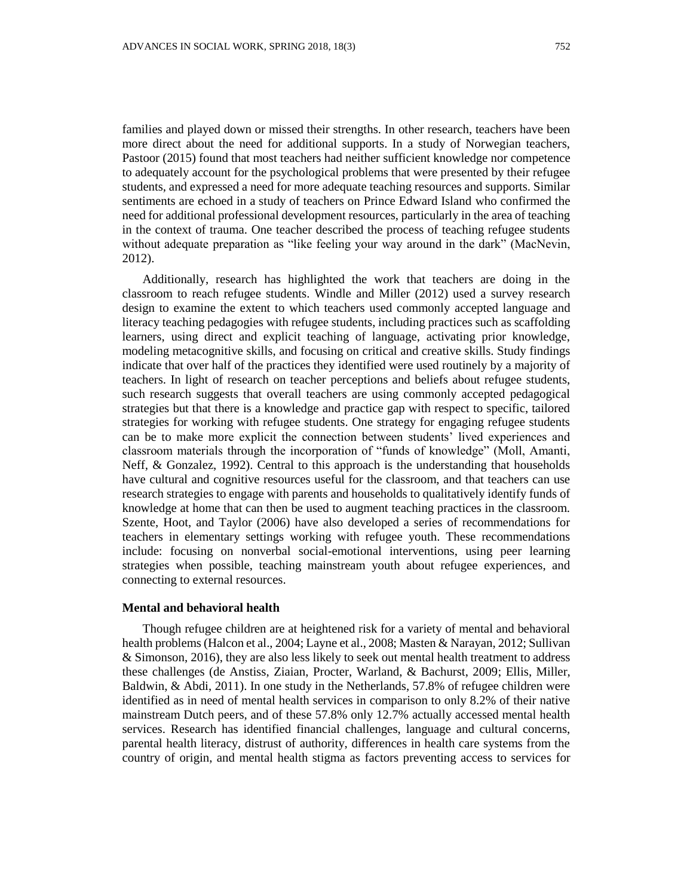families and played down or missed their strengths. In other research, teachers have been more direct about the need for additional supports. In a study of Norwegian teachers, Pastoor (2015) found that most teachers had neither sufficient knowledge nor competence to adequately account for the psychological problems that were presented by their refugee students, and expressed a need for more adequate teaching resources and supports. Similar sentiments are echoed in a study of teachers on Prince Edward Island who confirmed the need for additional professional development resources, particularly in the area of teaching in the context of trauma. One teacher described the process of teaching refugee students without adequate preparation as "like feeling your way around in the dark" (MacNevin, 2012).

Additionally, research has highlighted the work that teachers are doing in the classroom to reach refugee students. Windle and Miller (2012) used a survey research design to examine the extent to which teachers used commonly accepted language and literacy teaching pedagogies with refugee students, including practices such as scaffolding learners, using direct and explicit teaching of language, activating prior knowledge, modeling metacognitive skills, and focusing on critical and creative skills. Study findings indicate that over half of the practices they identified were used routinely by a majority of teachers. In light of research on teacher perceptions and beliefs about refugee students, such research suggests that overall teachers are using commonly accepted pedagogical strategies but that there is a knowledge and practice gap with respect to specific, tailored strategies for working with refugee students. One strategy for engaging refugee students can be to make more explicit the connection between students' lived experiences and classroom materials through the incorporation of "funds of knowledge" (Moll, Amanti, Neff, & Gonzalez, 1992). Central to this approach is the understanding that households have cultural and cognitive resources useful for the classroom, and that teachers can use research strategies to engage with parents and households to qualitatively identify funds of knowledge at home that can then be used to augment teaching practices in the classroom. Szente, Hoot, and Taylor (2006) have also developed a series of recommendations for teachers in elementary settings working with refugee youth. These recommendations include: focusing on nonverbal social-emotional interventions, using peer learning strategies when possible, teaching mainstream youth about refugee experiences, and connecting to external resources.

**Mental and behavioral health**

Though refugee children are at heightened risk for a variety of mental and behavioral health problems (Halcon et al., 2004; Layne et al., 2008; Masten & Narayan, 2012; Sullivan & Simonson, 2016), they are also less likely to seek out mental health treatment to address these challenges (de Anstiss, Ziaian, Procter, Warland, & Bachurst, 2009; Ellis, Miller, Baldwin, & Abdi, 2011). In one study in the Netherlands, 57.8% of refugee children were identified as in need of mental health services in comparison to only 8.2% of their native mainstream Dutch peers, and of these 57.8% only 12.7% actually accessed mental health services. Research has identified financial challenges, language and cultural concerns, parental health literacy, distrust of authority, differences in health care systems from the country of origin, and mental health stigma as factors preventing access to services for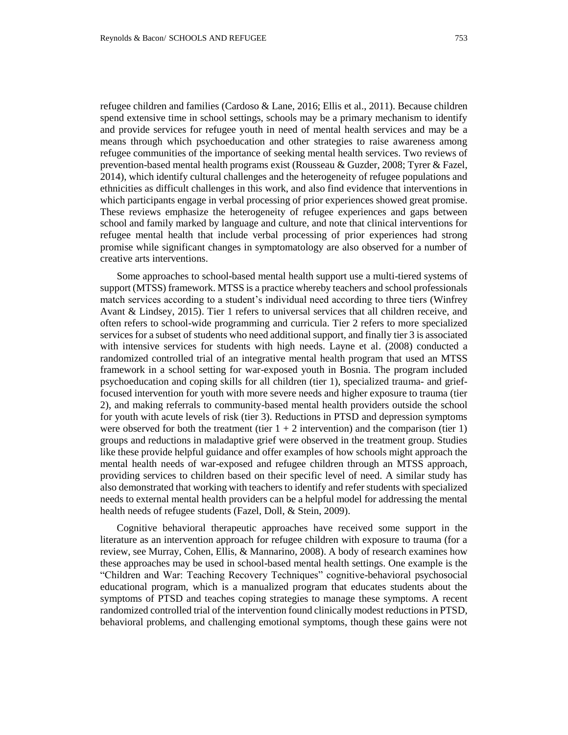refugee children and families (Cardoso & Lane, 2016; Ellis et al., 2011). Because children spend extensive time in school settings, schools may be a primary mechanism to identify and provide services for refugee youth in need of mental health services and may be a means through which psychoeducation and other strategies to raise awareness among refugee communities of the importance of seeking mental health services. Two reviews of prevention-based mental health programs exist (Rousseau & Guzder, 2008; Tyrer & Fazel, 2014), which identify cultural challenges and the heterogeneity of refugee populations and ethnicities as difficult challenges in this work, and also find evidence that interventions in which participants engage in verbal processing of prior experiences showed great promise. These reviews emphasize the heterogeneity of refugee experiences and gaps between school and family marked by language and culture, and note that clinical interventions for refugee mental health that include verbal processing of prior experiences had strong promise while significant changes in symptomatology are also observed for a number of creative arts interventions.

Some approaches to school-based mental health support use a multi-tiered systems of support (MTSS) framework. MTSS is a practice whereby teachers and school professionals match services according to a student's individual need according to three tiers (Winfrey Avant & Lindsey, 2015). Tier 1 refers to universal services that all children receive, and often refers to school-wide programming and curricula. Tier 2 refers to more specialized services for a subset of students who need additional support, and finally tier 3 is associated with intensive services for students with high needs. Layne et al. (2008) conducted a randomized controlled trial of an integrative mental health program that used an MTSS framework in a school setting for war-exposed youth in Bosnia. The program included psychoeducation and coping skills for all children (tier 1), specialized trauma- and grief-focused intervention for youth with more severe needs and higher exposure to trauma (tier 2), and making referrals to community-based mental health providers outside the school for youth with acute levels of risk (tier 3). Reductions in PTSD and depression symptoms were observed for both the treatment (tier 1 + 2 intervention) and the comparison (tier 1) groups and reductions in maladaptive grief were observed in the treatment group. Studies like these provide helpful guidance and offer examples of how schools might approach the mental health needs of war-exposed and refugee children through an MTSS approach, providing services to children based on their specific level of need. A similar study has also demonstrated that working with teachers to identify and refer students with specialized needs to external mental health providers can be a helpful model for addressing the mental health needs of refugee students (Fazel, Doll, & Stein, 2009).

Cognitive behavioral therapeutic approaches have received some support in the literature as an intervention approach for refugee children with exposure to trauma (for a review, see Murray, Cohen, Ellis, & Mannarino, 2008). A body of research examines how these approaches may be used in school-based mental health settings. One example is the "Children and War: Teaching Recovery Techniques" cognitive-behavioral psychosocial educational program, which is a manualized program that educates students about the symptoms of PTSD and teaches coping strategies to manage these symptoms. A recent randomized controlled trial of the intervention found clinically modest reductions in PTSD, behavioral problems, and challenging emotional symptoms, though these gains were not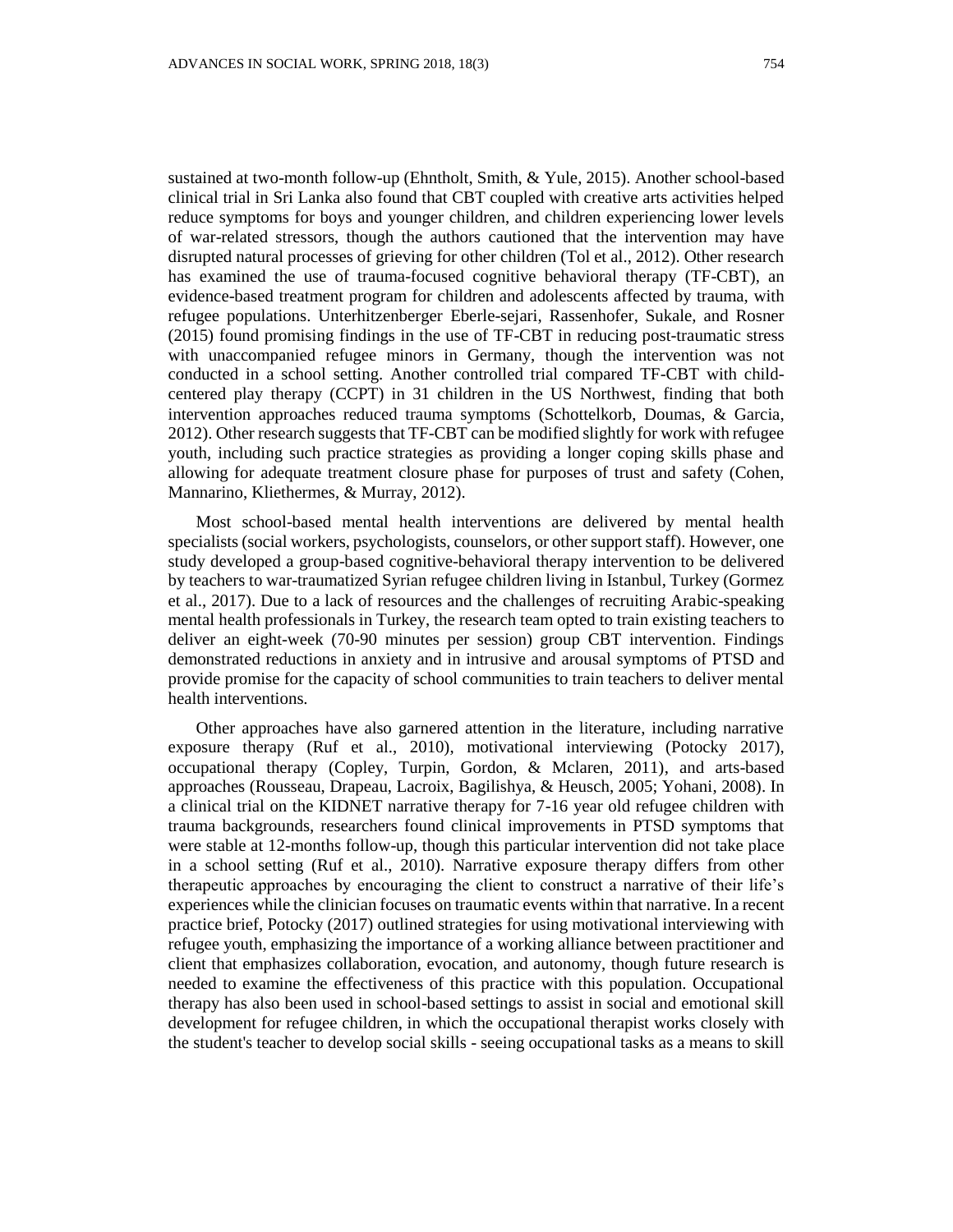sustained at two-month follow-up (Ehntholt, Smith, & Yule, 2015). Another school-based clinical trial in Sri Lanka also found that CBT coupled with creative arts activities helped reduce symptoms for boys and younger children, and children experiencing lower levels of war-related stressors, though the authors cautioned that the intervention may have disrupted natural processes of grieving for other children (Tol et al., 2012). Other research has examined the use of trauma-focused cognitive behavioral therapy (TF-CBT), an evidence-based treatment program for children and adolescents affected by trauma, with refugee populations. Unterhitzenberger Eberle-sejari, Rassenhofer, Sukale, and Rosner (2015) found promising findings in the use of TF-CBT in reducing post-traumatic stress with unaccompanied refugee minors in Germany, though the intervention was not conducted in a school setting. Another controlled trial compared TF-CBT with child-centered play therapy (CCPT) in 31 children in the US Northwest, finding that both intervention approaches reduced trauma symptoms (Schottelkorb, Doumas, & Garcia, 2012). Other research suggests that TF-CBT can be modified slightly for work with refugee youth, including such practice strategies as providing a longer coping skills phase and allowing for adequate treatment closure phase for purposes of trust and safety (Cohen, Mannarino, Kliethermes, & Murray, 2012).

Most school-based mental health interventions are delivered by mental health specialists (social workers, psychologists, counselors, or other support staff). However, one study developed a group-based cognitive-behavioral therapy intervention to be delivered by teachers to war-traumatized Syrian refugee children living in Istanbul, Turkey (Gormez et al., 2017). Due to a lack of resources and the challenges of recruiting Arabic-speaking mental health professionals in Turkey, the research team opted to train existing teachers to deliver an eight-week (70-90 minutes per session) group CBT intervention. Findings demonstrated reductions in anxiety and in intrusive and arousal symptoms of PTSD and provide promise for the capacity of school communities to train teachers to deliver mental health interventions.

Other approaches have also garnered attention in the literature, including narrative exposure therapy (Ruf et al., 2010), motivational interviewing (Potocky 2017), occupational therapy (Copley, Turpin, Gordon, & Mclaren, 2011), and arts-based approaches (Rousseau, Drapeau, Lacroix, Bagilishya, & Heusch, 2005; Yohani, 2008). In a clinical trial on the KIDNET narrative therapy for 7-16 year old refugee children with trauma backgrounds, researchers found clinical improvements in PTSD symptoms that were stable at 12-months follow-up, though this particular intervention did not take place in a school setting (Ruf et al., 2010). Narrative exposure therapy differs from other therapeutic approaches by encouraging the client to construct a narrative of their life's experiences while the clinician focuses on traumatic events within that narrative. In a recent practice brief, Potocky (2017) outlined strategies for using motivational interviewing with refugee youth, emphasizing the importance of a working alliance between practitioner and client that emphasizes collaboration, evocation, and autonomy, though future research is needed to examine the effectiveness of this practice with this population. Occupational therapy has also been used in school-based settings to assist in social and emotional skill development for refugee children, in which the occupational therapist works closely with the student's teacher to develop social skills - seeing occupational tasks as a means to skill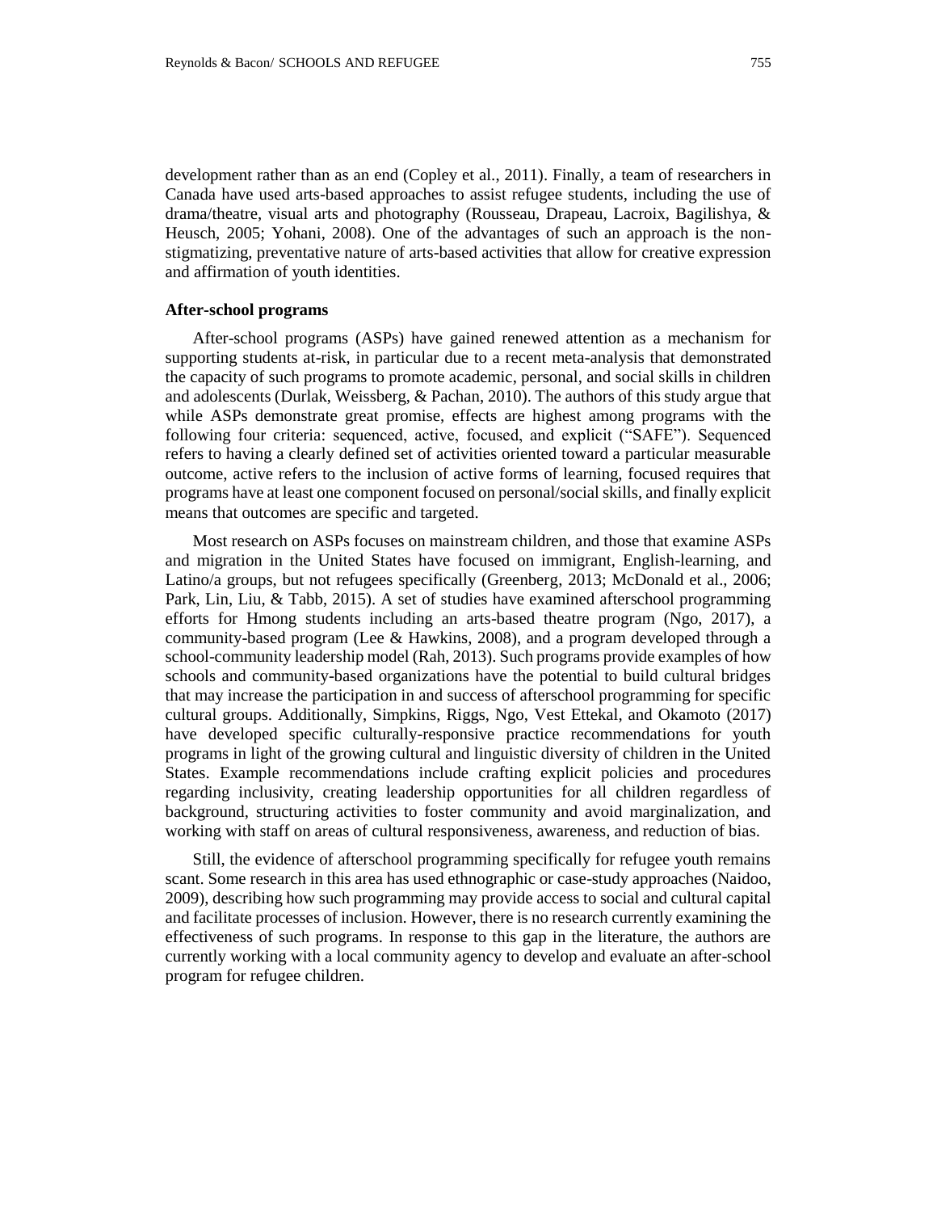development rather than as an end (Copley et al., 2011). Finally, a team of researchers in Canada have used arts-based approaches to assist refugee students, including the use of drama/theatre, visual arts and photography (Rousseau, Drapeau, Lacroix, Bagilishya, & Heusch, 2005; Yohani, 2008). One of the advantages of such an approach is the non-stigmatizing, preventative nature of arts-based activities that allow for creative expression and affirmation of youth identities.

### After-school programs

After-school programs (ASPs) have gained renewed attention as a mechanism for supporting students at-risk, in particular due to a recent meta-analysis that demonstrated the capacity of such programs to promote academic, personal, and social skills in children and adolescents (Durlak, Weissberg, & Pachan, 2010). The authors of this study argue that while ASPs demonstrate great promise, effects are highest among programs with the following four criteria: sequenced, active, focused, and explicit ("SAFE"). Sequenced refers to having a clearly defined set of activities oriented toward a particular measurable outcome, active refers to the inclusion of active forms of learning, focused requires that programs have at least one component focused on personal/social skills, and finally explicit means that outcomes are specific and targeted.

Most research on ASPs focuses on mainstream children, and those that examine ASPs and migration in the United States have focused on immigrant, English-learning, and Latino/a groups, but not refugees specifically (Greenberg, 2013; McDonald et al., 2006; Park, Lin, Liu, & Tabb, 2015). A set of studies have examined afterschool programming efforts for Hmong students including an arts-based theatre program (Ngo, 2017), a community-based program (Lee & Hawkins, 2008), and a program developed through a school-community leadership model (Rah, 2013). Such programs provide examples of how schools and community-based organizations have the potential to build cultural bridges that may increase the participation in and success of afterschool programming for specific cultural groups. Additionally, Simpkins, Riggs, Ngo, Vest Ettekal, and Okamoto (2017) have developed specific culturally-responsive practice recommendations for youth programs in light of the growing cultural and linguistic diversity of children in the United States. Example recommendations include crafting explicit policies and procedures regarding inclusivity, creating leadership opportunities for all children regardless of background, structuring activities to foster community and avoid marginalization, and working with staff on areas of cultural responsiveness, awareness, and reduction of bias.

Still, the evidence of afterschool programming specifically for refugee youth remains scant. Some research in this area has used ethnographic or case-study approaches (Naidoo, 2009), describing how such programming may provide access to social and cultural capital and facilitate processes of inclusion. However, there is no research currently examining the effectiveness of such programs. In response to this gap in the literature, the authors are currently working with a local community agency to develop and evaluate an after-school program for refugee children.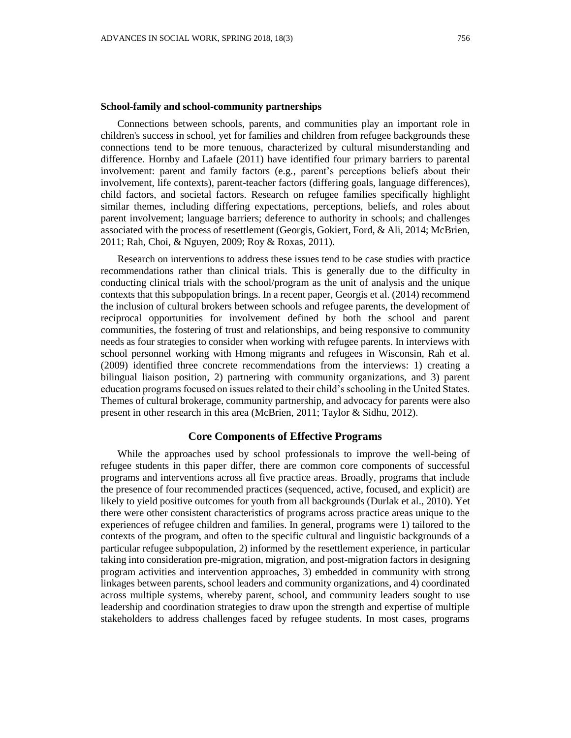### School-family and school-community partnerships

Connections between schools, parents, and communities play an important role in children's success in school, yet for families and children from refugee backgrounds these connections tend to be more tenuous, characterized by cultural misunderstanding and difference. Hornby and Lafaele (2011) have identified four primary barriers to parental involvement: parent and family factors (e.g., parent's perceptions beliefs about their involvement, life contexts), parent-teacher factors (differing goals, language differences), child factors, and societal factors. Research on refugee families specifically highlight similar themes, including differing expectations, perceptions, beliefs, and roles about parent involvement; language barriers; deference to authority in schools; and challenges associated with the process of resettlement (Georgis, Gokiert, Ford, & Ali, 2014; McBrien, 2011; Rah, Choi, & Nguyen, 2009; Roy & Roxas, 2011).

Research on interventions to address these issues tend to be case studies with practice recommendations rather than clinical trials. This is generally due to the difficulty in conducting clinical trials with the school/program as the unit of analysis and the unique contexts that this subpopulation brings. In a recent paper, Georgis et al. (2014) recommend the inclusion of cultural brokers between schools and refugee parents, the development of reciprocal opportunities for involvement defined by both the school and parent communities, the fostering of trust and relationships, and being responsive to community needs as four strategies to consider when working with refugee parents. In interviews with school personnel working with Hmong migrants and refugees in Wisconsin, Rah et al. (2009) identified three concrete recommendations from the interviews: 1) creating a bilingual liaison position, 2) partnering with community organizations, and 3) parent education programs focused on issues related to their child's schooling in the United States. Themes of cultural brokerage, community partnership, and advocacy for parents were also present in other research in this area (McBrien, 2011; Taylor & Sidhu, 2012).

## Core Components of Effective Programs

While the approaches used by school professionals to improve the well-being of refugee students in this paper differ, there are common core components of successful programs and interventions across all five practice areas. Broadly, programs that include the presence of four recommended practices (sequenced, active, focused, and explicit) are likely to yield positive outcomes for youth from all backgrounds (Durlak et al., 2010). Yet there were other consistent characteristics of programs across practice areas unique to the experiences of refugee children and families. In general, programs were 1) tailored to the contexts of the program, and often to the specific cultural and linguistic backgrounds of a particular refugee subpopulation, 2) informed by the resettlement experience, in particular taking into consideration pre-migration, migration, and post-migration factors in designing program activities and intervention approaches, 3) embedded in community with strong linkages between parents, school leaders and community organizations, and 4) coordinated across multiple systems, whereby parent, school, and community leaders sought to use leadership and coordination strategies to draw upon the strength and expertise of multiple stakeholders to address challenges faced by refugee students. In most cases, programs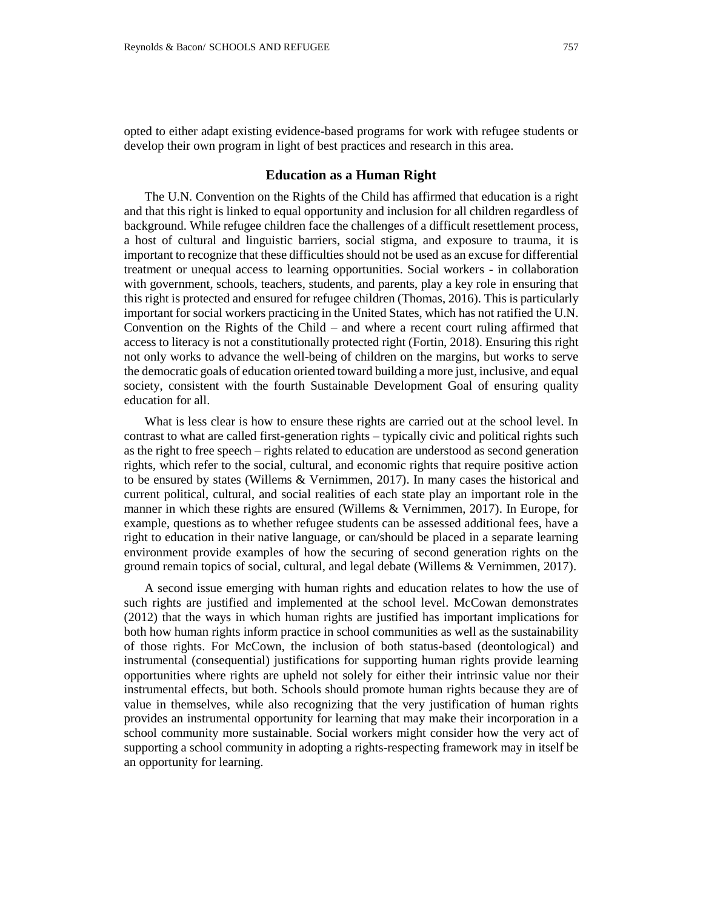opted to either adapt existing evidence-based programs for work with refugee students or develop their own program in light of best practices and research in this area.

## Education as a Human Right

The U.N. Convention on the Rights of the Child has affirmed that education is a right and that this right is linked to equal opportunity and inclusion for all children regardless of background. While refugee children face the challenges of a difficult resettlement process, a host of cultural and linguistic barriers, social stigma, and exposure to trauma, it is important to recognize that these difficulties should not be used as an excuse for differential treatment or unequal access to learning opportunities. Social workers - in collaboration with government, schools, teachers, students, and parents, play a key role in ensuring that this right is protected and ensured for refugee children (Thomas, 2016). This is particularly important for social workers practicing in the United States, which has not ratified the U.N. Convention on the Rights of the Child – and where a recent court ruling affirmed that access to literacy is not a constitutionally protected right (Fortin, 2018). Ensuring this right not only works to advance the well-being of children on the margins, but works to serve the democratic goals of education oriented toward building a more just, inclusive, and equal society, consistent with the fourth Sustainable Development Goal of ensuring quality education for all.

What is less clear is how to ensure these rights are carried out at the school level. In contrast to what are called first-generation rights – typically civic and political rights such as the right to free speech – rights related to education are understood as second generation rights, which refer to the social, cultural, and economic rights that require positive action to be ensured by states (Willems & Vernimmen, 2017). In many cases the historical and current political, cultural, and social realities of each state play an important role in the manner in which these rights are ensured (Willems & Vernimmen, 2017). In Europe, for example, questions as to whether refugee students can be assessed additional fees, have a right to education in their native language, or can/should be placed in a separate learning environment provide examples of how the securing of second generation rights on the ground remain topics of social, cultural, and legal debate (Willems & Vernimmen, 2017).

A second issue emerging with human rights and education relates to how the use of such rights are justified and implemented at the school level. McCowan demonstrates (2012) that the ways in which human rights are justified has important implications for both how human rights inform practice in school communities as well as the sustainability of those rights. For McCown, the inclusion of both status-based (deontological) and instrumental (consequential) justifications for supporting human rights provide learning opportunities where rights are upheld not solely for either their intrinsic value nor their instrumental effects, but both. Schools should promote human rights because they are of value in themselves, while also recognizing that the very justification of human rights provides an instrumental opportunity for learning that may make their incorporation in a school community more sustainable. Social workers might consider how the very act of supporting a school community in adopting a rights-respecting framework may in itself be an opportunity for learning.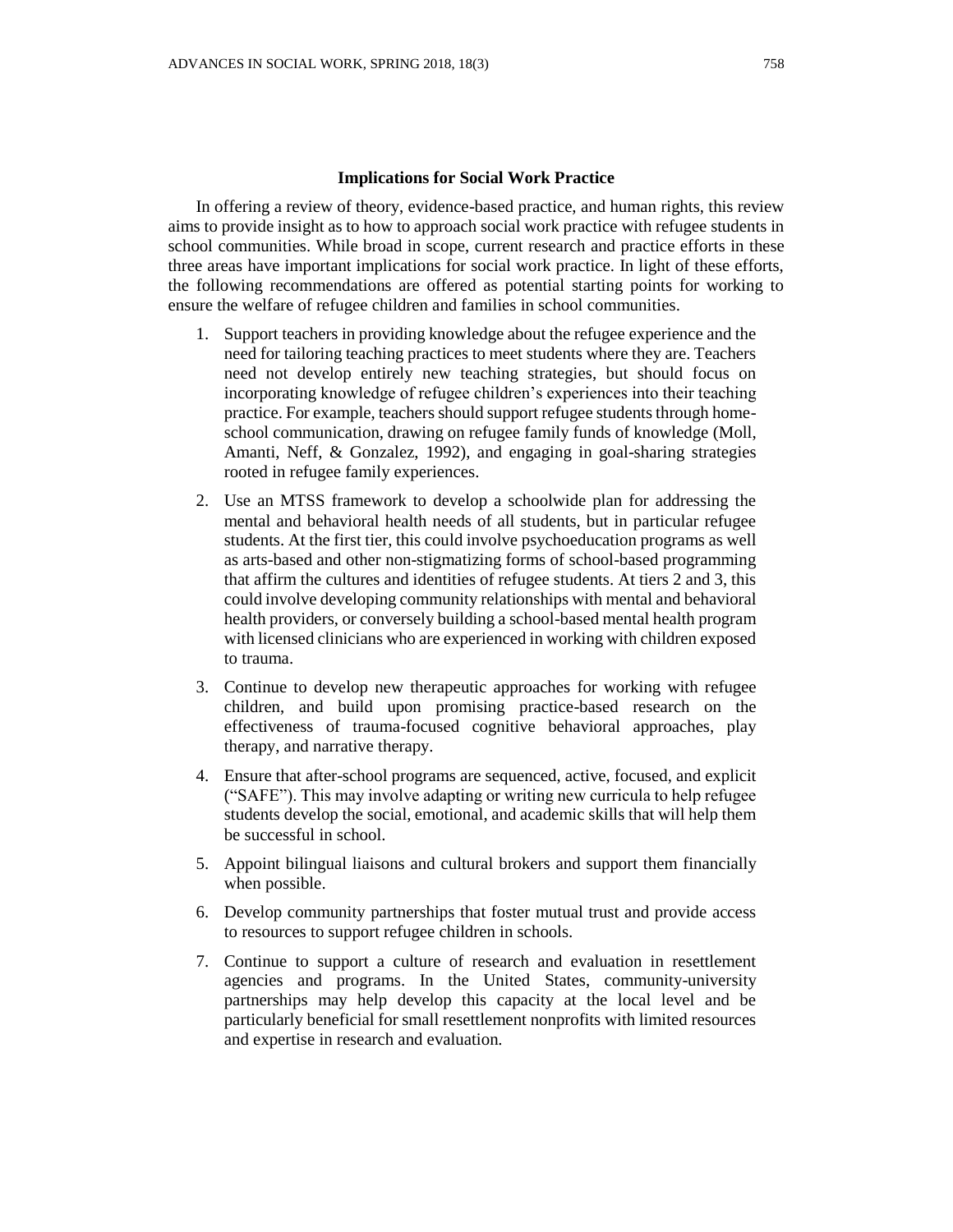## Implications for Social Work Practice

In offering a review of theory, evidence-based practice, and human rights, this review aims to provide insight as to how to approach social work practice with refugee students in school communities. While broad in scope, current research and practice efforts in these three areas have important implications for social work practice. In light of these efforts, the following recommendations are offered as potential starting points for working to ensure the welfare of refugee children and families in school communities.

1. Support teachers in providing knowledge about the refugee experience and the need for tailoring teaching practices to meet students where they are. Teachers need not develop entirely new teaching strategies, but should focus on incorporating knowledge of refugee children's experiences into their teaching practice. For example, teachers should support refugee students through home-school communication, drawing on refugee family funds of knowledge (Moll, Amanti, Neff, & Gonzalez, 1992), and engaging in goal-sharing strategies rooted in refugee family experiences.
2. Use an MTSS framework to develop a schoolwide plan for addressing the mental and behavioral health needs of all students, but in particular refugee students. At the first tier, this could involve psychoeducation programs as well as arts-based and other non-stigmatizing forms of school-based programming that affirm the cultures and identities of refugee students. At tiers 2 and 3, this could involve developing community relationships with mental and behavioral health providers, or conversely building a school-based mental health program with licensed clinicians who are experienced in working with children exposed to trauma.
3. Continue to develop new therapeutic approaches for working with refugee children, and build upon promising practice-based research on the effectiveness of trauma-focused cognitive behavioral approaches, play therapy, and narrative therapy.
4. Ensure that after-school programs are sequenced, active, focused, and explicit ("SAFE"). This may involve adapting or writing new curricula to help refugee students develop the social, emotional, and academic skills that will help them be successful in school.
5. Appoint bilingual liaisons and cultural brokers and support them financially when possible.
6. Develop community partnerships that foster mutual trust and provide access to resources to support refugee children in schools.
7. Continue to support a culture of research and evaluation in resettlement agencies and programs. In the United States, community-university partnerships may help develop this capacity at the local level and be particularly beneficial for small resettlement nonprofits with limited resources and expertise in research and evaluation.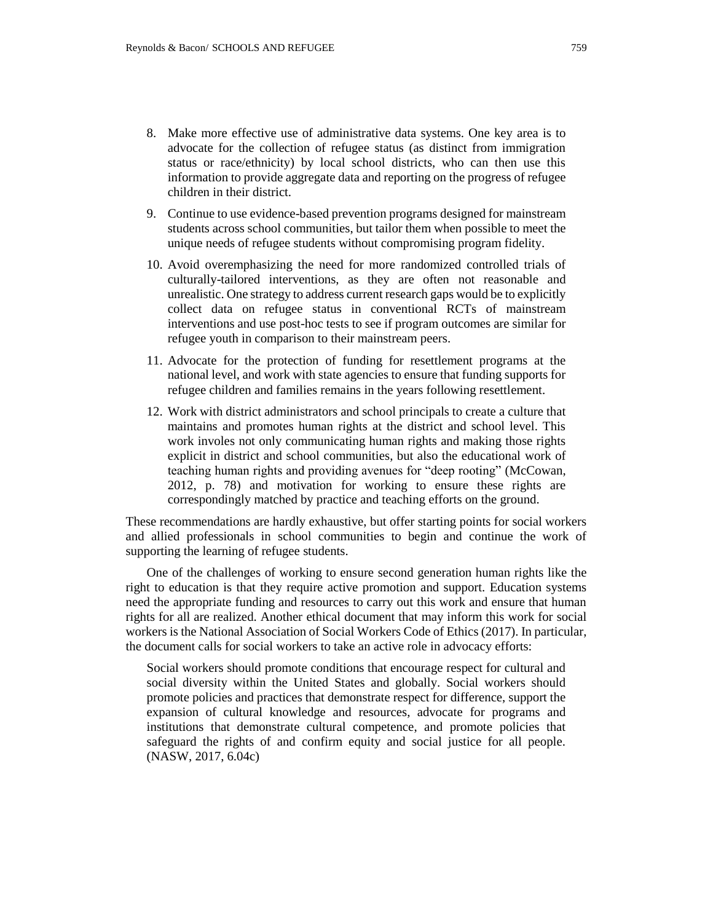8. Make more effective use of administrative data systems. One key area is to advocate for the collection of refugee status (as distinct from immigration status or race/ethnicity) by local school districts, who can then use this information to provide aggregate data and reporting on the progress of refugee children in their district.
9. Continue to use evidence-based prevention programs designed for mainstream students across school communities, but tailor them when possible to meet the unique needs of refugee students without compromising program fidelity.
10. Avoid overemphasizing the need for more randomized controlled trials of culturally-tailored interventions, as they are often not reasonable and unrealistic. One strategy to address current research gaps would be to explicitly collect data on refugee status in conventional RCTs of mainstream interventions and use post-hoc tests to see if program outcomes are similar for refugee youth in comparison to their mainstream peers.
11. Advocate for the protection of funding for resettlement programs at the national level, and work with state agencies to ensure that funding supports for refugee children and families remains in the years following resettlement.
12. Work with district administrators and school principals to create a culture that maintains and promotes human rights at the district and school level. This work involes not only communicating human rights and making those rights explicit in district and school communities, but also the educational work of teaching human rights and providing avenues for "deep rooting" (McCowan, 2012, p. 78) and motivation for working to ensure these rights are correspondingly matched by practice and teaching efforts on the ground.

These recommendations are hardly exhaustive, but offer starting points for social workers and allied professionals in school communities to begin and continue the work of supporting the learning of refugee students.

One of the challenges of working to ensure second generation human rights like the right to education is that they require active promotion and support. Education systems need the appropriate funding and resources to carry out this work and ensure that human rights for all are realized. Another ethical document that may inform this work for social workers is the National Association of Social Workers Code of Ethics (2017). In particular, the document calls for social workers to take an active role in advocacy efforts:

> Social workers should promote conditions that encourage respect for cultural and social diversity within the United States and globally. Social workers should promote policies and practices that demonstrate respect for difference, support the expansion of cultural knowledge and resources, advocate for programs and institutions that demonstrate cultural competence, and promote policies that safeguard the rights of and confirm equity and social justice for all people. (NASW, 2017, 6.04c)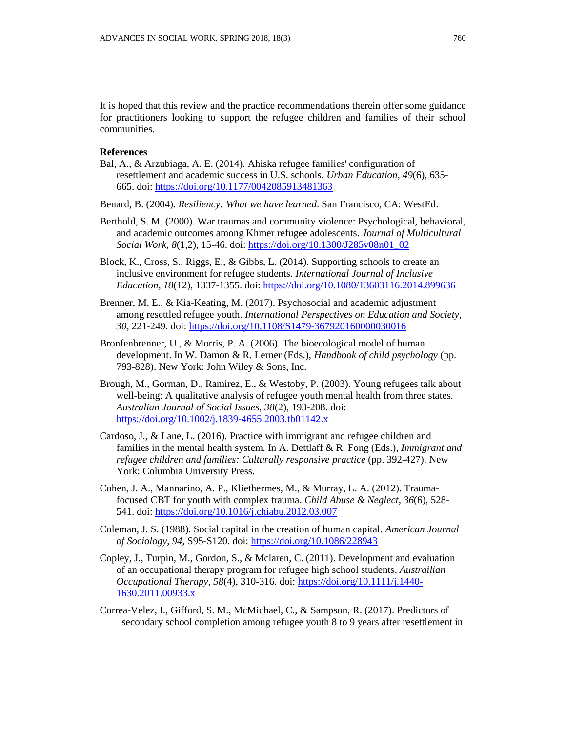It is hoped that this review and the practice recommendations therein offer some guidance for practitioners looking to support the refugee children and families of their school communities.

**References**

Bal, A., & Arzubiaga, A. E. (2014). Ahiska refugee families' configuration of resettlement and academic success in U.S. schools. *Urban Education, 49*(6), 635-665. doi: https://doi.org/10.1177/0042085913481363

Benard, B. (2004). *Resiliency: What we have learned*. San Francisco, CA: WestEd.

Berthold, S. M. (2000). War traumas and community violence: Psychological, behavioral, and academic outcomes among Khmer refugee adolescents. *Journal of Multicultural Social Work, 8*(1,2), 15-46. doi: https://doi.org/10.1300/J285v08n01_02

Block, K., Cross, S., Riggs, E., & Gibbs, L. (2014). Supporting schools to create an inclusive environment for refugee students. *International Journal of Inclusive Education, 18*(12), 1337-1355. doi: https://doi.org/10.1080/13603116.2014.899636

Brenner, M. E., & Kia-Keating, M. (2017). Psychosocial and academic adjustment among resettled refugee youth. *International Perspectives on Education and Society, 30*, 221-249. doi: https://doi.org/10.1108/S1479-367920160000030016

Bronfenbrenner, U., & Morris, P. A. (2006). The bioecological model of human development. In W. Damon & R. Lerner (Eds.), *Handbook of child psychology* (pp. 793-828). New York: John Wiley & Sons, Inc.

Brough, M., Gorman, D., Ramirez, E., & Westoby, P. (2003). Young refugees talk about well-being: A qualitative analysis of refugee youth mental health from three states. *Australian Journal of Social Issues, 38*(2), 193-208. doi: https://doi.org/10.1002/j.1839-4655.2003.tb01142.x

Cardoso, J., & Lane, L. (2016). Practice with immigrant and refugee children and families in the mental health system. In A. Dettlaff & R. Fong (Eds.), *Immigrant and refugee children and families: Culturally responsive practice* (pp. 392-427). New York: Columbia University Press.

Cohen, J. A., Mannarino, A. P., Kliethermes, M., & Murray, L. A. (2012). Trauma-focused CBT for youth with complex trauma. *Child Abuse & Neglect*, *36*(6), 528-541. doi: https://doi.org/10.1016/j.chiabu.2012.03.007

Coleman, J. S. (1988). Social capital in the creation of human capital. *American Journal of Sociology, 94,* S95-S120. doi: https://doi.org/10.1086/228943

Copley, J., Turpin, M., Gordon, S., & Mclaren, C. (2011). Development and evaluation of an occupational therapy program for refugee high school students. *Austrailian Occupational Therapy, 58*(4), 310-316. doi: https://doi.org/10.1111/j.1440-1630.2011.00933.x

Correa-Velez, I., Gifford, S. M., McMichael, C., & Sampson, R. (2017). Predictors of secondary school completion among refugee youth 8 to 9 years after resettlement in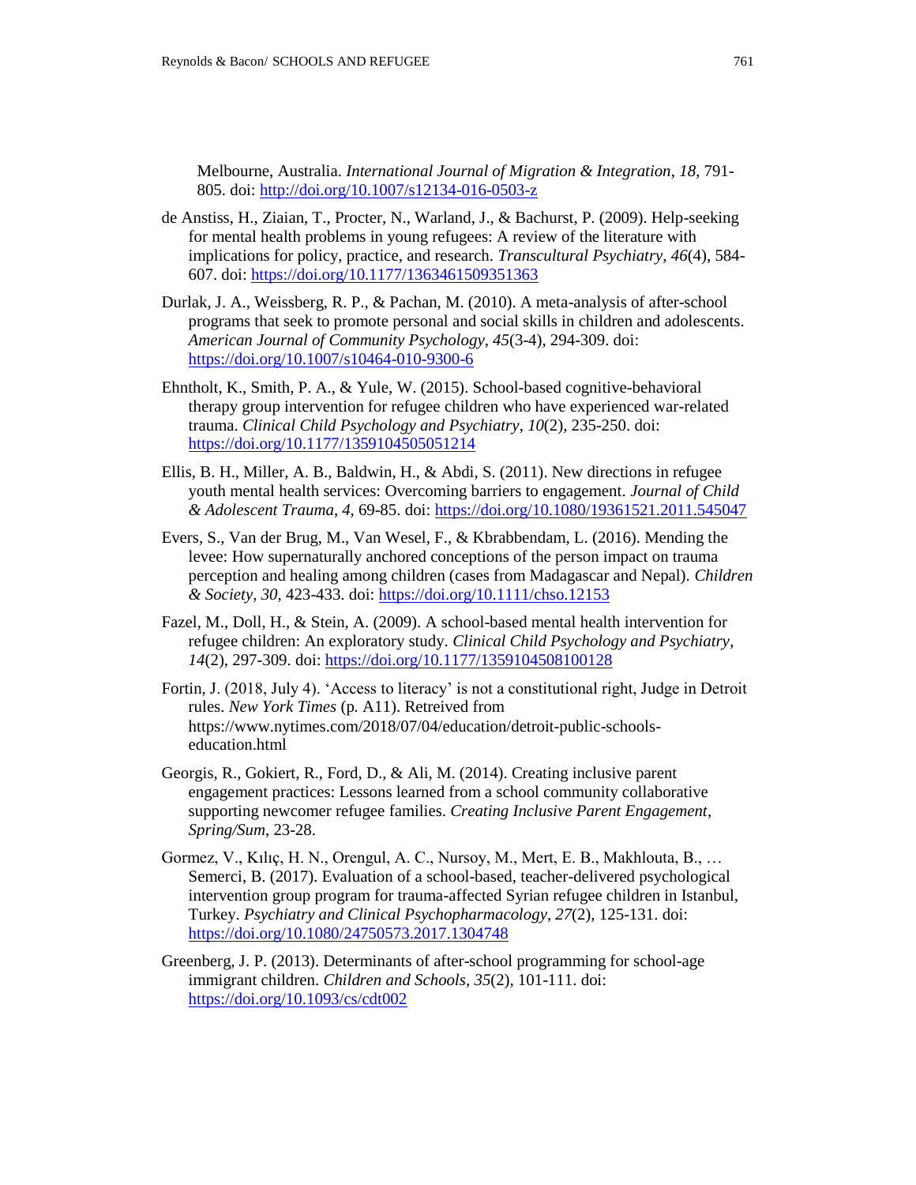Melbourne, Australia. *International Journal of Migration & Integration*, *18*, 791-805. doi: http://doi.org/10.1007/s12134-016-0503-z

de Anstiss, H., Ziaian, T., Procter, N., Warland, J., & Bachurst, P. (2009). Help-seeking for mental health problems in young refugees: A review of the literature with implications for policy, practice, and research. *Transcultural Psychiatry*, *46*(4), 584-607. doi: https://doi.org/10.1177/1363461509351363

Durlak, J. A., Weissberg, R. P., & Pachan, M. (2010). A meta-analysis of after-school programs that seek to promote personal and social skills in children and adolescents. *American Journal of Community Psychology*, *45*(3-4), 294-309. doi: https://doi.org/10.1007/s10464-010-9300-6

Ehntholt, K., Smith, P. A., & Yule, W. (2015). School-based cognitive-behavioral therapy group intervention for refugee children who have experienced war-related trauma. *Clinical Child Psychology and Psychiatry*, *10*(2), 235-250. doi: https://doi.org/10.1177/1359104505051214

Ellis, B. H., Miller, A. B., Baldwin, H., & Abdi, S. (2011). New directions in refugee youth mental health services: Overcoming barriers to engagement. *Journal of Child & Adolescent Trauma*, *4*, 69-85. doi: https://doi.org/10.1080/19361521.2011.545047

Evers, S., Van der Brug, M., Van Wesel, F., & Kbrabbendam, L. (2016). Mending the levee: How supernaturally anchored conceptions of the person impact on trauma perception and healing among children (cases from Madagascar and Nepal). *Children & Society*, *30*, 423-433. doi: https://doi.org/10.1111/chso.12153

Fazel, M., Doll, H., & Stein, A. (2009). A school-based mental health intervention for refugee children: An exploratory study. *Clinical Child Psychology and Psychiatry*, *14*(2), 297-309. doi: https://doi.org/10.1177/1359104508100128

Fortin, J. (2018, July 4). 'Access to literacy' is not a constitutional right, Judge in Detroit rules. *New York Times* (p. A11). Retreived from https://www.nytimes.com/2018/07/04/education/detroit-public-schools-education.html

Georgis, R., Gokiert, R., Ford, D., & Ali, M. (2014). Creating inclusive parent engagement practices: Lessons learned from a school community collaborative supporting newcomer refugee families. *Creating Inclusive Parent Engagement*, *Spring/Sum*, 23-28.

Gormez, V., Kılıç, H. N., Orengul, A. C., Nursoy, M., Mert, E. B., Makhlouta, B., … Semerci, B. (2017). Evaluation of a school-based, teacher-delivered psychological intervention group program for trauma-affected Syrian refugee children in Istanbul, Turkey. *Psychiatry and Clinical Psychopharmacology*, *27*(2), 125-131. doi: https://doi.org/10.1080/24750573.2017.1304748

Greenberg, J. P. (2013). Determinants of after-school programming for school-age immigrant children. *Children and Schools*, *35*(2), 101-111. doi: https://doi.org/10.1093/cs/cdt002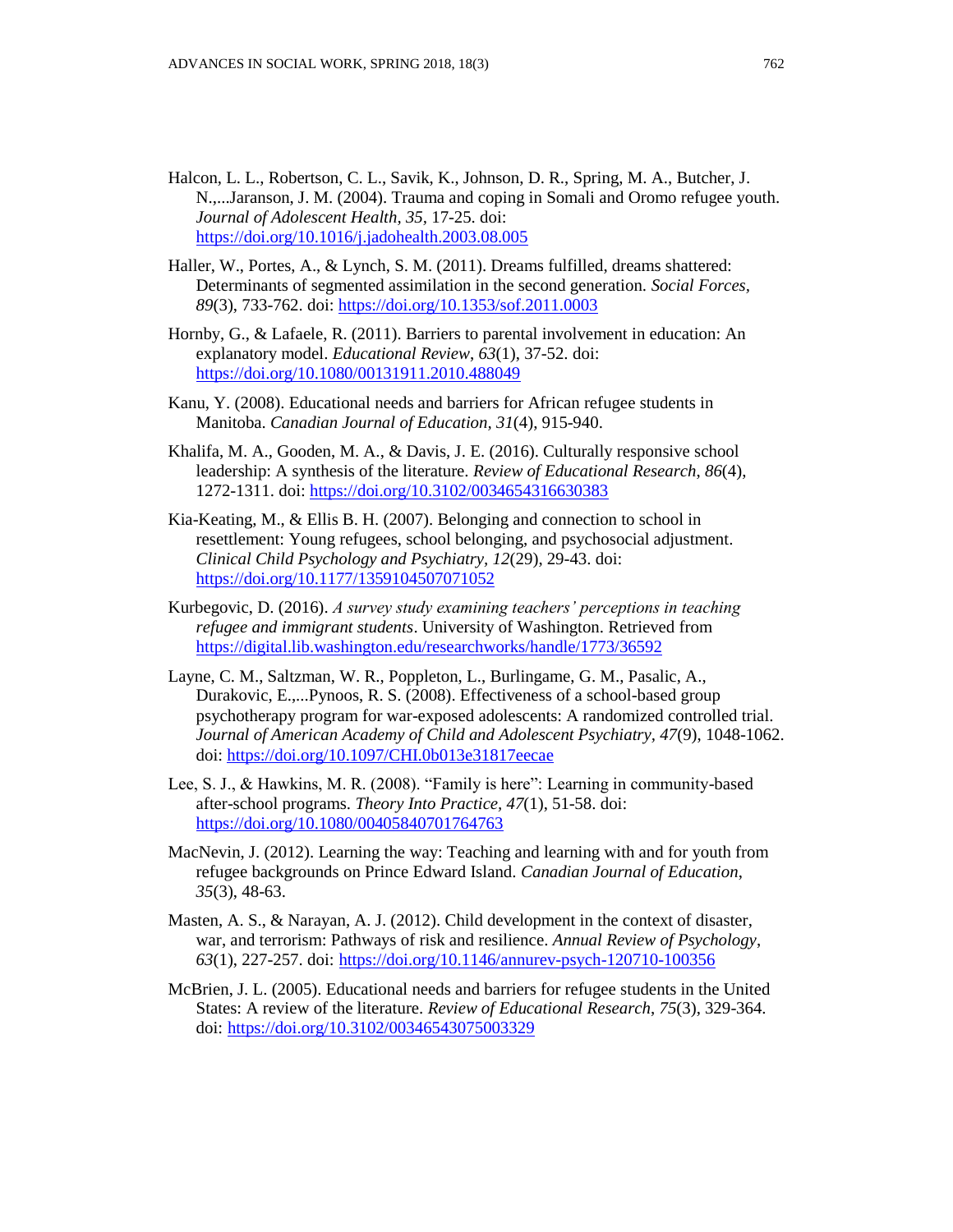Halcon, L. L., Robertson, C. L., Savik, K., Johnson, D. R., Spring, M. A., Butcher, J. N.,...Jaranson, J. M. (2004). Trauma and coping in Somali and Oromo refugee youth. *Journal of Adolescent Health, 35,* 17-25. doi: https://doi.org/10.1016/j.jadohealth.2003.08.005

Haller, W., Portes, A., & Lynch, S. M. (2011). Dreams fulfilled, dreams shattered: Determinants of segmented assimilation in the second generation. *Social Forces, 89*(3), 733-762. doi: https://doi.org/10.1353/sof.2011.0003

Hornby, G., & Lafaele, R. (2011). Barriers to parental involvement in education: An explanatory model. *Educational Review, 63*(1), 37-52. doi: https://doi.org/10.1080/00131911.2010.488049

Kanu, Y. (2008). Educational needs and barriers for African refugee students in Manitoba. *Canadian Journal of Education, 31*(4), 915-940.

Khalifa, M. A., Gooden, M. A., & Davis, J. E. (2016). Culturally responsive school leadership: A synthesis of the literature. *Review of Educational Research*, *86*(4), 1272-1311. doi: https://doi.org/10.3102/0034654316630383

Kia-Keating, M., & Ellis B. H. (2007). Belonging and connection to school in resettlement: Young refugees, school belonging, and psychosocial adjustment. *Clinical Child Psychology and Psychiatry, 12*(29), 29-43. doi: https://doi.org/10.1177/1359104507071052

Kurbegovic, D. (2016). *A survey study examining teachers' perceptions in teaching refugee and immigrant students*. University of Washington. Retrieved from https://digital.lib.washington.edu/researchworks/handle/1773/36592

Layne, C. M., Saltzman, W. R., Poppleton, L., Burlingame, G. M., Pasalic, A., Durakovic, E.,...Pynoos, R. S. (2008). Effectiveness of a school-based group psychotherapy program for war-exposed adolescents: A randomized controlled trial. *Journal of American Academy of Child and Adolescent Psychiatry, 47*(9), 1048-1062. doi: https://doi.org/10.1097/CHI.0b013e31817eecae

Lee, S. J., & Hawkins, M. R. (2008). "Family is here": Learning in community-based after-school programs. *Theory Into Practice, 47*(1), 51-58. doi: https://doi.org/10.1080/00405840701764763

MacNevin, J. (2012). Learning the way: Teaching and learning with and for youth from refugee backgrounds on Prince Edward Island. *Canadian Journal of Education*, *35*(3), 48-63.

Masten, A. S., & Narayan, A. J. (2012). Child development in the context of disaster, war, and terrorism: Pathways of risk and resilience. *Annual Review of Psychology*, *63*(1), 227-257. doi: https://doi.org/10.1146/annurev-psych-120710-100356

McBrien, J. L. (2005). Educational needs and barriers for refugee students in the United States: A review of the literature. *Review of Educational Research*, *75*(3), 329-364. doi: https://doi.org/10.3102/00346543075003329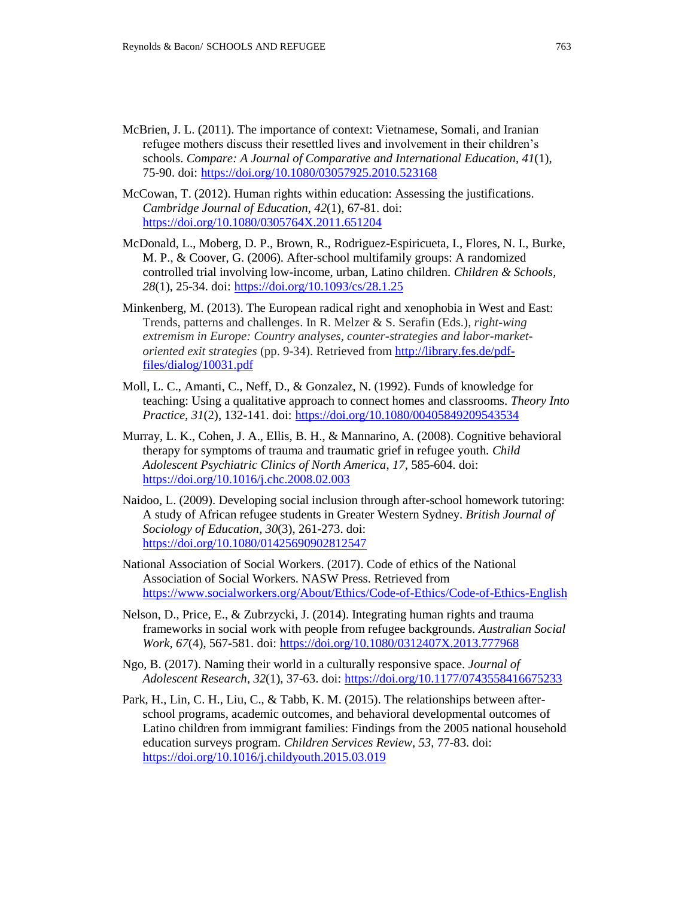McBrien, J. L. (2011). The importance of context: Vietnamese, Somali, and Iranian refugee mothers discuss their resettled lives and involvement in their children's schools. *Compare: A Journal of Comparative and International Education*, *41*(1), 75-90. doi: https://doi.org/10.1080/03057925.2010.523168

McCowan, T. (2012). Human rights within education: Assessing the justifications. *Cambridge Journal of Education*, *42*(1), 67-81. doi: https://doi.org/10.1080/0305764X.2011.651204

McDonald, L., Moberg, D. P., Brown, R., Rodriguez-Espiricueta, I., Flores, N. I., Burke, M. P., & Coover, G. (2006). After-school multifamily groups: A randomized controlled trial involving low-income, urban, Latino children. *Children & Schools*, *28*(1), 25-34. doi: https://doi.org/10.1093/cs/28.1.25

Minkenberg, M. (2013). The European radical right and xenophobia in West and East: Trends, patterns and challenges. In R. Melzer & S. Serafin (Eds.), *right-wing extremism in Europe: Country analyses, counter-strategies and labor-market-oriented exit strategies* (pp. 9-34). Retrieved from http://library.fes.de/pdf-files/dialog/10031.pdf

Moll, L. C., Amanti, C., Neff, D., & Gonzalez, N. (1992). Funds of knowledge for teaching: Using a qualitative approach to connect homes and classrooms. *Theory Into Practice*, *31*(2), 132-141. doi: https://doi.org/10.1080/00405849209543534

Murray, L. K., Cohen, J. A., Ellis, B. H., & Mannarino, A. (2008). Cognitive behavioral therapy for symptoms of trauma and traumatic grief in refugee youth. *Child Adolescent Psychiatric Clinics of North America*, *17*, 585-604. doi: https://doi.org/10.1016/j.chc.2008.02.003

Naidoo, L. (2009). Developing social inclusion through after-school homework tutoring: A study of African refugee students in Greater Western Sydney. *British Journal of Sociology of Education*, *30*(3), 261-273. doi: https://doi.org/10.1080/01425690902812547

National Association of Social Workers. (2017). Code of ethics of the National Association of Social Workers. NASW Press. Retrieved from https://www.socialworkers.org/About/Ethics/Code-of-Ethics/Code-of-Ethics-English

Nelson, D., Price, E., & Zubrzycki, J. (2014). Integrating human rights and trauma frameworks in social work with people from refugee backgrounds. *Australian Social Work*, *67*(4), 567-581. doi: https://doi.org/10.1080/0312407X.2013.777968

Ngo, B. (2017). Naming their world in a culturally responsive space. *Journal of Adolescent Research*, *32*(1), 37-63. doi: https://doi.org/10.1177/0743558416675233

Park, H., Lin, C. H., Liu, C., & Tabb, K. M. (2015). The relationships between after-school programs, academic outcomes, and behavioral developmental outcomes of Latino children from immigrant families: Findings from the 2005 national household education surveys program. *Children Services Review*, *53*, 77-83. doi: https://doi.org/10.1016/j.childyouth.2015.03.019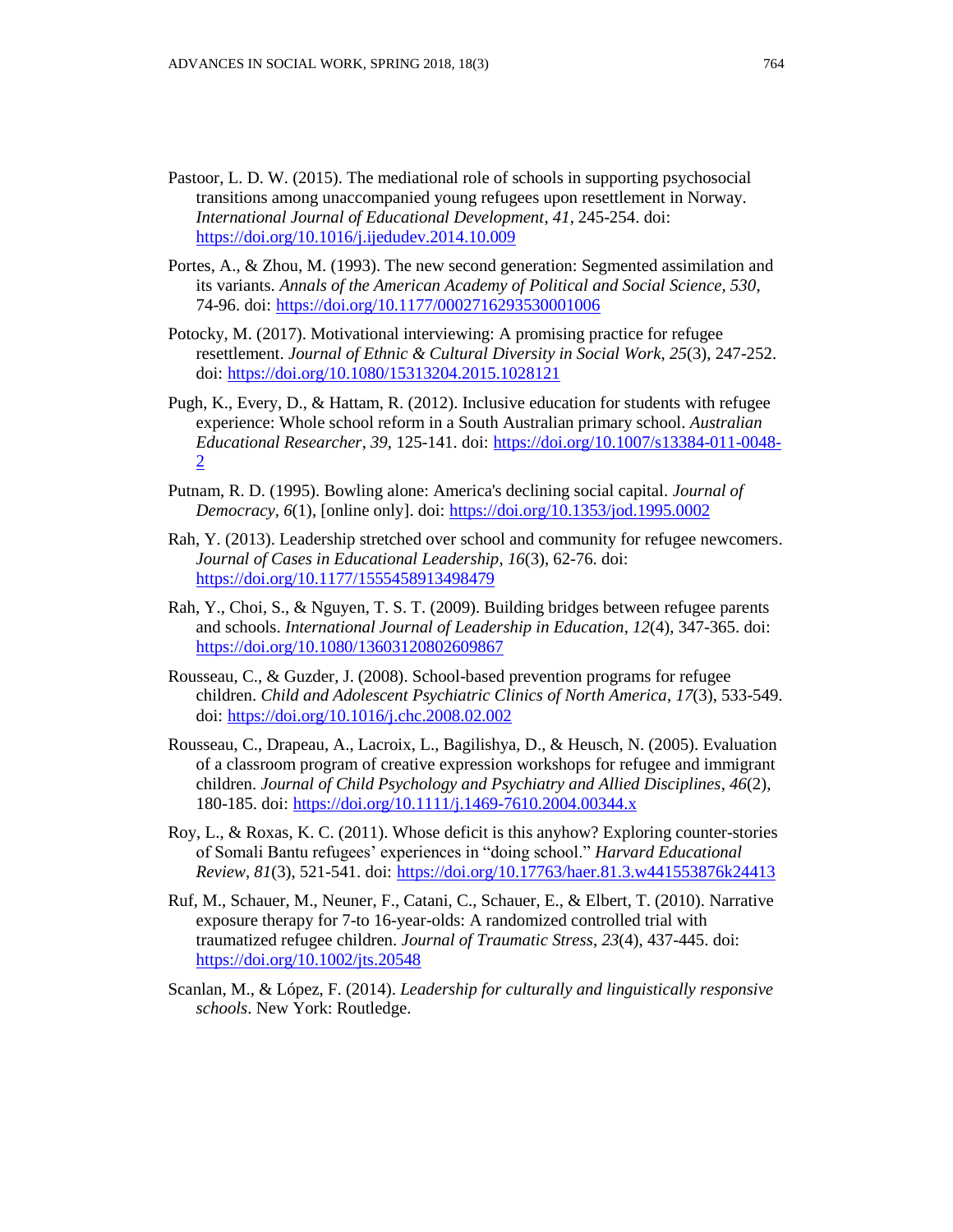Pastoor, L. D. W. (2015). The mediational role of schools in supporting psychosocial transitions among unaccompanied young refugees upon resettlement in Norway. *International Journal of Educational Development*, *41*, 245-254. doi: https://doi.org/10.1016/j.ijedudev.2014.10.009

Portes, A., & Zhou, M. (1993). The new second generation: Segmented assimilation and its variants. *Annals of the American Academy of Political and Social Science*, *530*, 74-96. doi: https://doi.org/10.1177/0002716293530001006

Potocky, M. (2017). Motivational interviewing: A promising practice for refugee resettlement. *Journal of Ethnic & Cultural Diversity in Social Work*, *25*(3), 247-252. doi: https://doi.org/10.1080/15313204.2015.1028121

Pugh, K., Every, D., & Hattam, R. (2012). Inclusive education for students with refugee experience: Whole school reform in a South Australian primary school. *Australian Educational Researcher*, *39*, 125-141. doi: https://doi.org/10.1007/s13384-011-0048-2

Putnam, R. D. (1995). Bowling alone: America's declining social capital. *Journal of Democracy*, *6*(1), [online only]. doi: https://doi.org/10.1353/jod.1995.0002

Rah, Y. (2013). Leadership stretched over school and community for refugee newcomers. *Journal of Cases in Educational Leadership*, *16*(3), 62-76. doi: https://doi.org/10.1177/1555458913498479

Rah, Y., Choi, S., & Nguyen, T. S. T. (2009). Building bridges between refugee parents and schools. *International Journal of Leadership in Education*, *12*(4), 347-365. doi: https://doi.org/10.1080/13603120802609867

Rousseau, C., & Guzder, J. (2008). School-based prevention programs for refugee children. *Child and Adolescent Psychiatric Clinics of North America*, *17*(3), 533-549. doi: https://doi.org/10.1016/j.chc.2008.02.002

Rousseau, C., Drapeau, A., Lacroix, L., Bagilishya, D., & Heusch, N. (2005). Evaluation of a classroom program of creative expression workshops for refugee and immigrant children. *Journal of Child Psychology and Psychiatry and Allied Disciplines*, *46*(2), 180-185. doi: https://doi.org/10.1111/j.1469-7610.2004.00344.x

Roy, L., & Roxas, K. C. (2011). Whose deficit is this anyhow? Exploring counter-stories of Somali Bantu refugees' experiences in "doing school." *Harvard Educational Review*, *81*(3), 521-541. doi: https://doi.org/10.17763/haer.81.3.w441553876k24413

Ruf, M., Schauer, M., Neuner, F., Catani, C., Schauer, E., & Elbert, T. (2010). Narrative exposure therapy for 7-to 16-year-olds: A randomized controlled trial with traumatized refugee children. *Journal of Traumatic Stress*, *23*(4), 437-445. doi: https://doi.org/10.1002/jts.20548

Scanlan, M., & López, F. (2014). *Leadership for culturally and linguistically responsive schools*. New York: Routledge.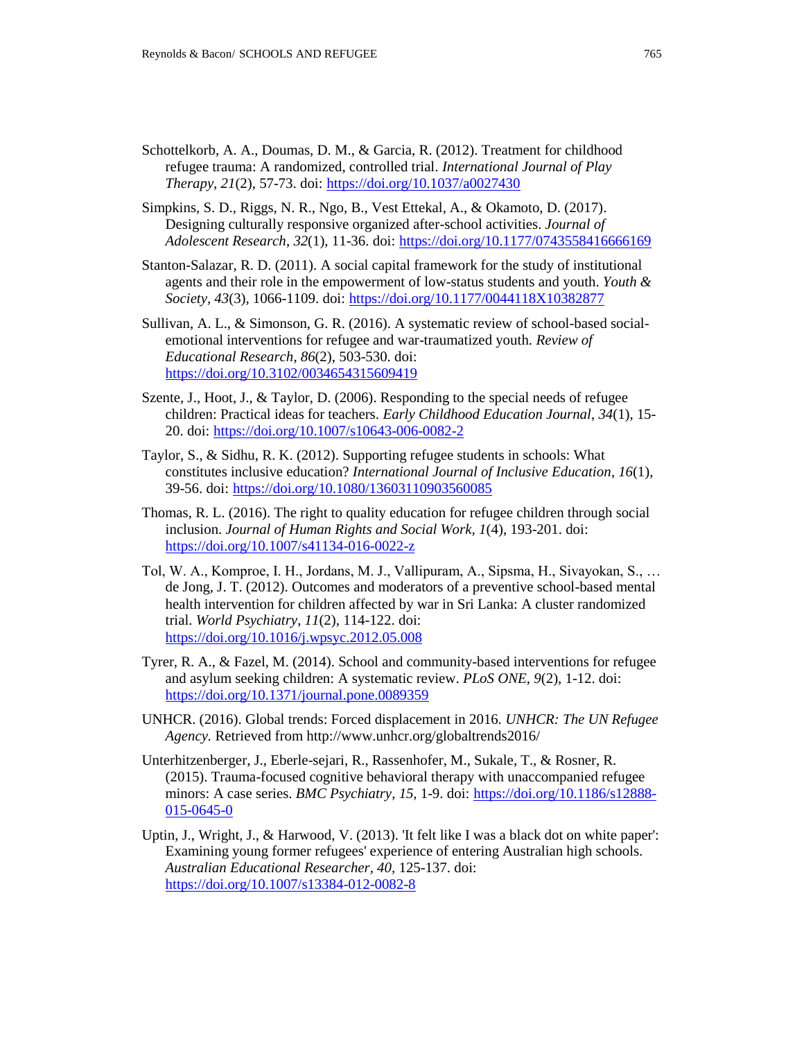Schottelkorb, A. A., Doumas, D. M., & Garcia, R. (2012). Treatment for childhood refugee trauma: A randomized, controlled trial. *International Journal of Play Therapy*, *21*(2), 57-73. doi: https://doi.org/10.1037/a0027430

Simpkins, S. D., Riggs, N. R., Ngo, B., Vest Ettekal, A., & Okamoto, D. (2017). Designing culturally responsive organized after-school activities. *Journal of Adolescent Research*, *32*(1), 11-36. doi: https://doi.org/10.1177/0743558416666169

Stanton-Salazar, R. D. (2011). A social capital framework for the study of institutional agents and their role in the empowerment of low-status students and youth. *Youth & Society, 43*(3), 1066-1109. doi: https://doi.org/10.1177/0044118X10382877

Sullivan, A. L., & Simonson, G. R. (2016). A systematic review of school-based social-emotional interventions for refugee and war-traumatized youth. *Review of Educational Research*, *86*(2), 503-530. doi: https://doi.org/10.3102/0034654315609419

Szente, J., Hoot, J., & Taylor, D. (2006). Responding to the special needs of refugee children: Practical ideas for teachers. *Early Childhood Education Journal*, *34*(1), 15-20. doi: https://doi.org/10.1007/s10643-006-0082-2

Taylor, S., & Sidhu, R. K. (2012). Supporting refugee students in schools: What constitutes inclusive education? *International Journal of Inclusive Education*, *16*(1), 39-56. doi: https://doi.org/10.1080/13603110903560085

Thomas, R. L. (2016). The right to quality education for refugee children through social inclusion. *Journal of Human Rights and Social Work*, *1*(4), 193-201. doi: https://doi.org/10.1007/s41134-016-0022-z

Tol, W. A., Komproe, I. H., Jordans, M. J., Vallipuram, A., Sipsma, H., Sivayokan, S., … de Jong, J. T. (2012). Outcomes and moderators of a preventive school-based mental health intervention for children affected by war in Sri Lanka: A cluster randomized trial. *World Psychiatry*, *11*(2), 114-122. doi: https://doi.org/10.1016/j.wpsyc.2012.05.008

Tyrer, R. A., & Fazel, M. (2014). School and community-based interventions for refugee and asylum seeking children: A systematic review. *PLoS ONE*, *9*(2), 1-12. doi: https://doi.org/10.1371/journal.pone.0089359

UNHCR. (2016). Global trends: Forced displacement in 2016. *UNHCR: The UN Refugee Agency.* Retrieved from http://www.unhcr.org/globaltrends2016/

Unterhitzenberger, J., Eberle-sejari, R., Rassenhofer, M., Sukale, T., & Rosner, R. (2015). Trauma-focused cognitive behavioral therapy with unaccompanied refugee minors: A case series. *BMC Psychiatry*, *15*, 1-9. doi: https://doi.org/10.1186/s12888-015-0645-0

Uptin, J., Wright, J., & Harwood, V. (2013). 'It felt like I was a black dot on white paper': Examining young former refugees' experience of entering Australian high schools. *Australian Educational Researcher*, *40*, 125-137. doi: https://doi.org/10.1007/s13384-012-0082-8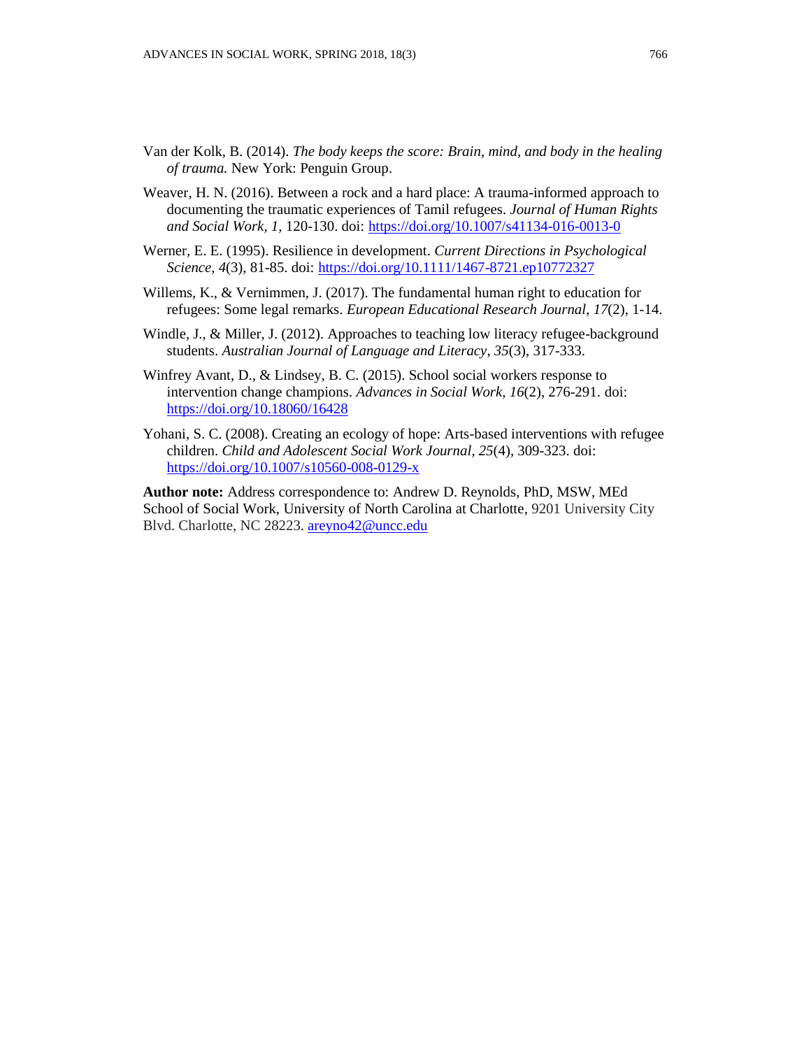Van der Kolk, B. (2014). *The body keeps the score: Brain, mind, and body in the healing of trauma.* New York: Penguin Group.

Weaver, H. N. (2016). Between a rock and a hard place: A trauma-informed approach to documenting the traumatic experiences of Tamil refugees. *Journal of Human Rights and Social Work, 1,* 120-130. doi: https://doi.org/10.1007/s41134-016-0013-0

Werner, E. E. (1995). Resilience in development. *Current Directions in Psychological Science, 4*(3), 81-85. doi: https://doi.org/10.1111/1467-8721.ep10772327

Willems, K., & Vernimmen, J. (2017). The fundamental human right to education for refugees: Some legal remarks. *European Educational Research Journal*, *17*(2), 1-14.

Windle, J., & Miller, J. (2012). Approaches to teaching low literacy refugee-background students. *Australian Journal of Language and Literacy*, *35*(3), 317-333.

Winfrey Avant, D., & Lindsey, B. C. (2015). School social workers response to intervention change champions. *Advances in Social Work, 16*(2), 276-291. doi: https://doi.org/10.18060/16428

Yohani, S. C. (2008). Creating an ecology of hope: Arts-based interventions with refugee children. *Child and Adolescent Social Work Journal*, *25*(4), 309-323. doi: https://doi.org/10.1007/s10560-008-0129-x

**Author note:** Address correspondence to: Andrew D. Reynolds, PhD, MSW, MEd School of Social Work, University of North Carolina at Charlotte, 9201 University City Blvd. Charlotte, NC 28223. areyno42@uncc.edu